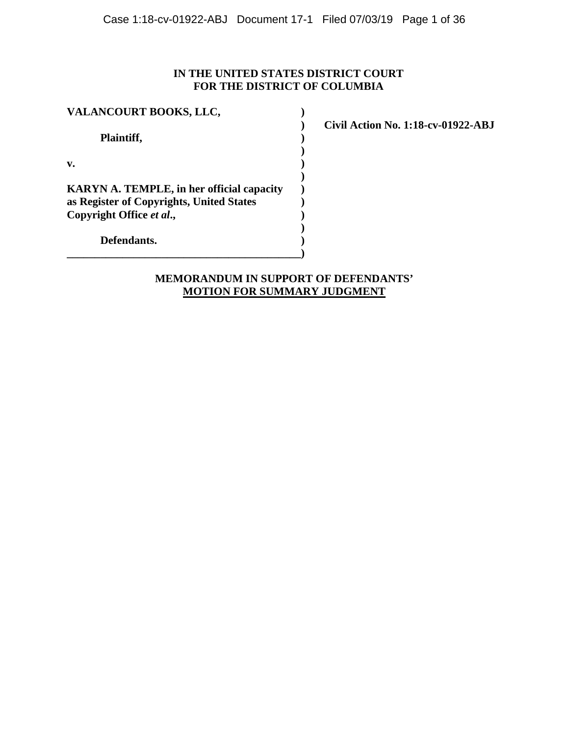**IN THE UNITED STATES DISTRICT COURT**
**FOR THE DISTRICT OF COLUMBIA**

| | | |
|---|---|---|
| **VALANCOURT BOOKS, LLC,** | ) | |
| | ) | **Civil Action No. 1:18-cv-01922-ABJ** |
| **Plaintiff,** | ) | |
| | ) | |
| **v.** | ) | |
| | ) | |
| **KARYN A. TEMPLE, in her official capacity as Register of Copyrights, United States Copyright Office *et al*.,** | ) | |
| | ) | |
| **Defendants.** | ) | |

**MEMORANDUM IN SUPPORT OF DEFENDANTS'**
**MOTION FOR SUMMARY JUDGMENT**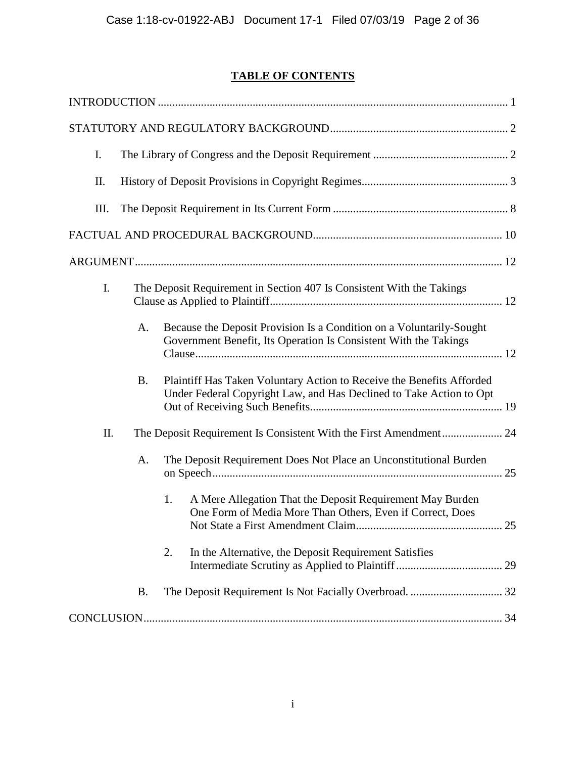# TABLE OF CONTENTS

INTRODUCTION ........................................................................................................................ 1

STATUTORY AND REGULATORY BACKGROUND............................................................. 2

I. The Library of Congress and the Deposit Requirement ............................................... 2

II. History of Deposit Provisions in Copyright Regimes.................................................. 3

III. The Deposit Requirement in Its Current Form ............................................................ 8

FACTUAL AND PROCEDURAL BACKGROUND................................................................. 10

ARGUMENT.............................................................................................................................. 12

I. The Deposit Requirement in Section 407 Is Consistent With the Takings Clause as Applied to Plaintiff................................................................................ 12

   A. Because the Deposit Provision Is a Condition on a Voluntarily-Sought Government Benefit, Its Operation Is Consistent With the Takings Clause.......................................................................................... 12

   B. Plaintiff Has Taken Voluntary Action to Receive the Benefits Afforded Under Federal Copyright Law, and Has Declined to Take Action to Opt Out of Receiving Such Benefits.................................................................. 19

II. The Deposit Requirement Is Consistent With the First Amendment..................... 24

   A. The Deposit Requirement Does Not Place an Unconstitutional Burden on Speech.................................................................................................... 25

      1. A Mere Allegation That the Deposit Requirement May Burden One Form of Media More Than Others, Even if Correct, Does Not State a First Amendment Claim.................................................. 25

      2. In the Alternative, the Deposit Requirement Satisfies Intermediate Scrutiny as Applied to Plaintiff..................................... 29

   B. The Deposit Requirement Is Not Facially Overbroad. ................................ 32

CONCLUSION............................................................................................................................ 34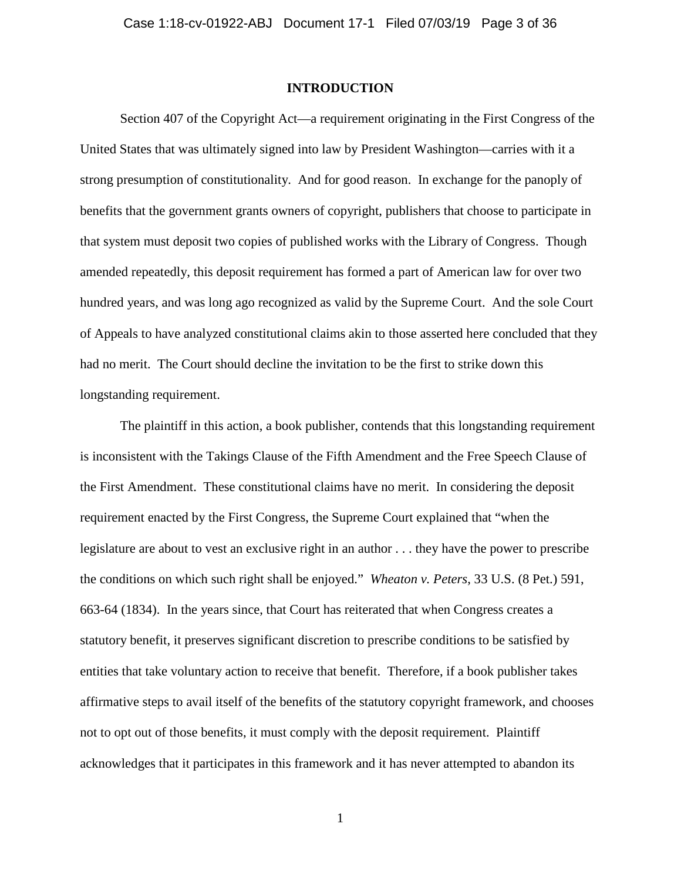## INTRODUCTION

Section 407 of the Copyright Act—a requirement originating in the First Congress of the United States that was ultimately signed into law by President Washington—carries with it a strong presumption of constitutionality. And for good reason. In exchange for the panoply of benefits that the government grants owners of copyright, publishers that choose to participate in that system must deposit two copies of published works with the Library of Congress. Though amended repeatedly, this deposit requirement has formed a part of American law for over two hundred years, and was long ago recognized as valid by the Supreme Court. And the sole Court of Appeals to have analyzed constitutional claims akin to those asserted here concluded that they had no merit. The Court should decline the invitation to be the first to strike down this longstanding requirement.

The plaintiff in this action, a book publisher, contends that this longstanding requirement is inconsistent with the Takings Clause of the Fifth Amendment and the Free Speech Clause of the First Amendment. These constitutional claims have no merit. In considering the deposit requirement enacted by the First Congress, the Supreme Court explained that "when the legislature are about to vest an exclusive right in an author . . . they have the power to prescribe the conditions on which such right shall be enjoyed." *Wheaton v. Peters*, 33 U.S. (8 Pet.) 591, 663-64 (1834). In the years since, that Court has reiterated that when Congress creates a statutory benefit, it preserves significant discretion to prescribe conditions to be satisfied by entities that take voluntary action to receive that benefit. Therefore, if a book publisher takes affirmative steps to avail itself of the benefits of the statutory copyright framework, and chooses not to opt out of those benefits, it must comply with the deposit requirement. Plaintiff acknowledges that it participates in this framework and it has never attempted to abandon its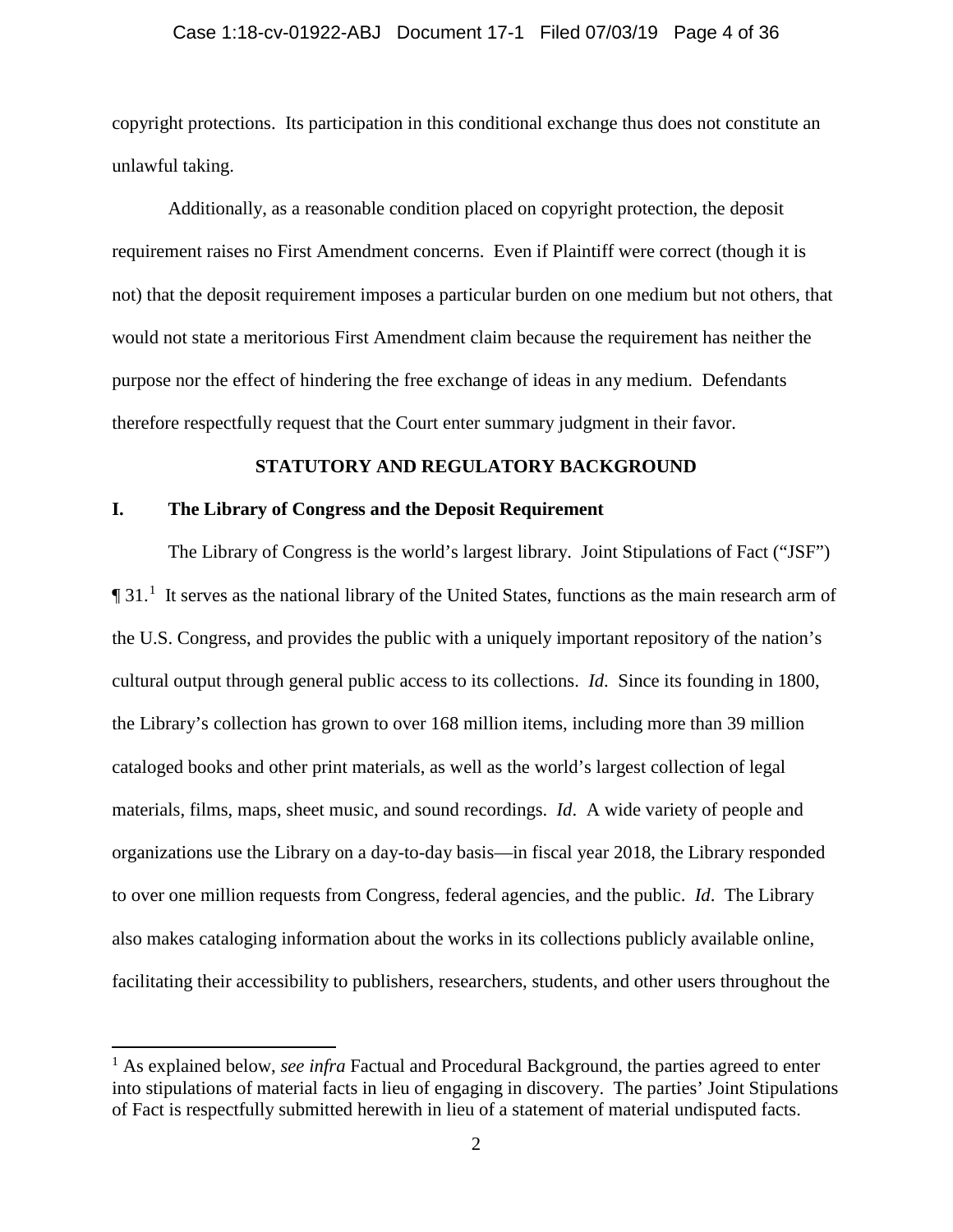copyright protections. Its participation in this conditional exchange thus does not constitute an unlawful taking.

Additionally, as a reasonable condition placed on copyright protection, the deposit requirement raises no First Amendment concerns. Even if Plaintiff were correct (though it is not) that the deposit requirement imposes a particular burden on one medium but not others, that would not state a meritorious First Amendment claim because the requirement has neither the purpose nor the effect of hindering the free exchange of ideas in any medium. Defendants therefore respectfully request that the Court enter summary judgment in their favor.

## STATUTORY AND REGULATORY BACKGROUND

### I. The Library of Congress and the Deposit Requirement

The Library of Congress is the world's largest library. Joint Stipulations of Fact ("JSF") ¶ 31.[1] It serves as the national library of the United States, functions as the main research arm of the U.S. Congress, and provides the public with a uniquely important repository of the nation's cultural output through general public access to its collections. *Id*. Since its founding in 1800, the Library's collection has grown to over 168 million items, including more than 39 million cataloged books and other print materials, as well as the world's largest collection of legal materials, films, maps, sheet music, and sound recordings. *Id*. A wide variety of people and organizations use the Library on a day-to-day basis—in fiscal year 2018, the Library responded to over one million requests from Congress, federal agencies, and the public. *Id*. The Library also makes cataloging information about the works in its collections publicly available online, facilitating their accessibility to publishers, researchers, students, and other users throughout the

---

[1] As explained below, *see infra* Factual and Procedural Background, the parties agreed to enter into stipulations of material facts in lieu of engaging in discovery. The parties' Joint Stipulations of Fact is respectfully submitted herewith in lieu of a statement of material undisputed facts.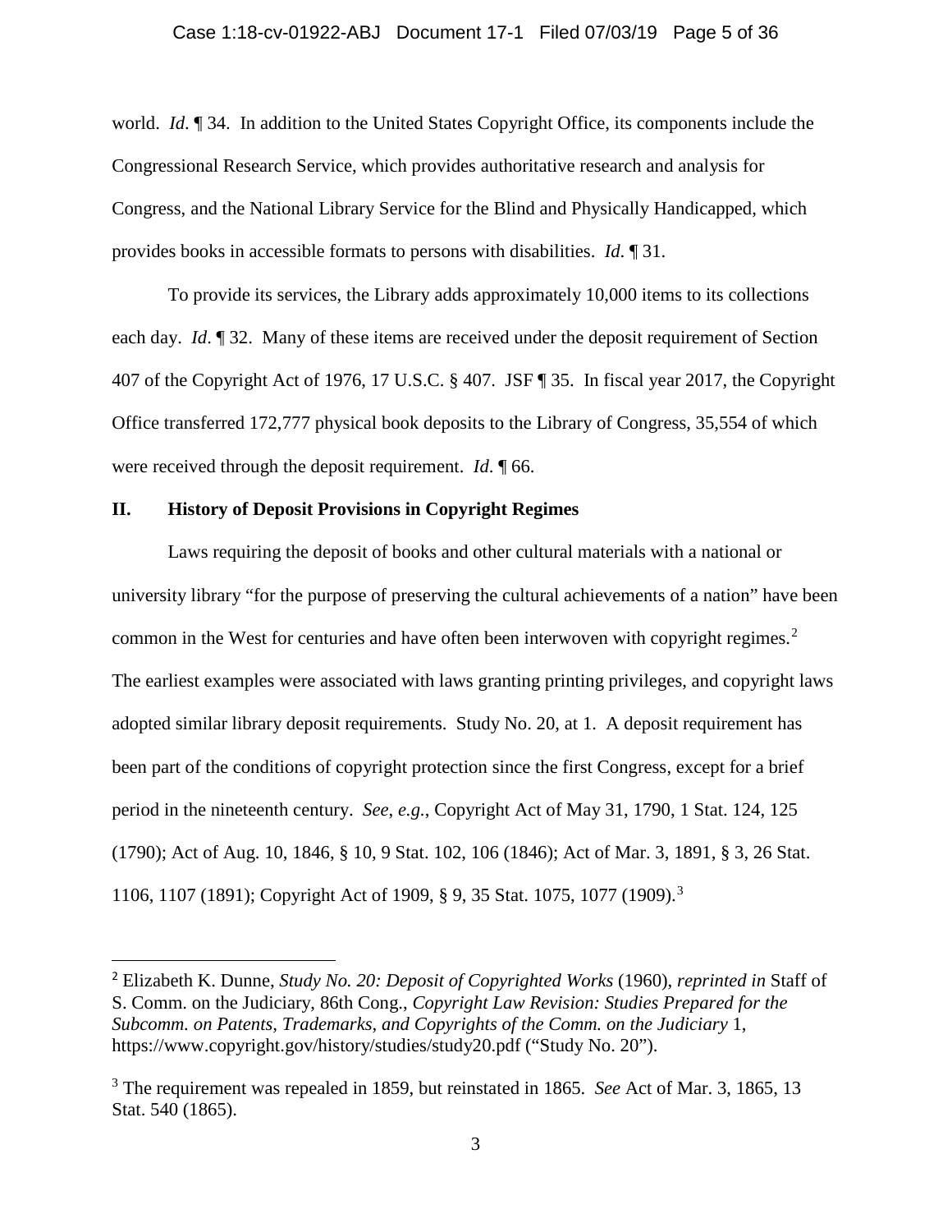world. *Id*. ¶ 34. In addition to the United States Copyright Office, its components include the Congressional Research Service, which provides authoritative research and analysis for Congress, and the National Library Service for the Blind and Physically Handicapped, which provides books in accessible formats to persons with disabilities. *Id*. ¶ 31.

To provide its services, the Library adds approximately 10,000 items to its collections each day. *Id*. ¶ 32. Many of these items are received under the deposit requirement of Section 407 of the Copyright Act of 1976, 17 U.S.C. § 407. JSF ¶ 35. In fiscal year 2017, the Copyright Office transferred 172,777 physical book deposits to the Library of Congress, 35,554 of which were received through the deposit requirement. *Id*. ¶ 66.

## II. History of Deposit Provisions in Copyright Regimes

Laws requiring the deposit of books and other cultural materials with a national or university library "for the purpose of preserving the cultural achievements of a nation" have been common in the West for centuries and have often been interwoven with copyright regimes.[2] The earliest examples were associated with laws granting printing privileges, and copyright laws adopted similar library deposit requirements. Study No. 20, at 1. A deposit requirement has been part of the conditions of copyright protection since the first Congress, except for a brief period in the nineteenth century. *See, e.g.*, Copyright Act of May 31, 1790, 1 Stat. 124, 125 (1790); Act of Aug. 10, 1846, § 10, 9 Stat. 102, 106 (1846); Act of Mar. 3, 1891, § 3, 26 Stat. 1106, 1107 (1891); Copyright Act of 1909, § 9, 35 Stat. 1075, 1077 (1909).[3]

---

[2] Elizabeth K. Dunne, *Study No. 20: Deposit of Copyrighted Works* (1960), *reprinted in* Staff of S. Comm. on the Judiciary, 86th Cong., *Copyright Law Revision: Studies Prepared for the Subcomm. on Patents, Trademarks, and Copyrights of the Comm. on the Judiciary* 1, https://www.copyright.gov/history/studies/study20.pdf ("Study No. 20").

[3] The requirement was repealed in 1859, but reinstated in 1865. *See* Act of Mar. 3, 1865, 13 Stat. 540 (1865).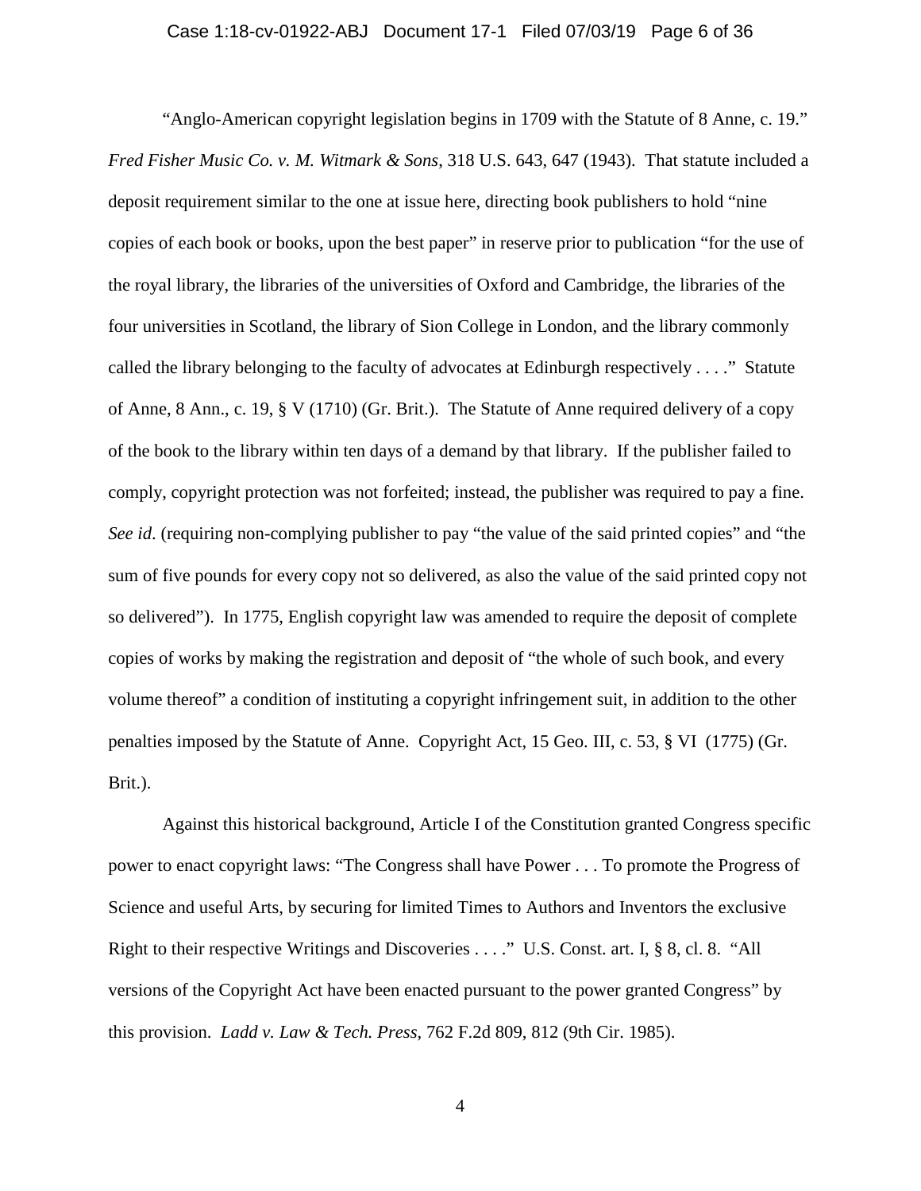"Anglo-American copyright legislation begins in 1709 with the Statute of 8 Anne, c. 19." *Fred Fisher Music Co. v. M. Witmark & Sons*, 318 U.S. 643, 647 (1943). That statute included a deposit requirement similar to the one at issue here, directing book publishers to hold "nine copies of each book or books, upon the best paper" in reserve prior to publication "for the use of the royal library, the libraries of the universities of Oxford and Cambridge, the libraries of the four universities in Scotland, the library of Sion College in London, and the library commonly called the library belonging to the faculty of advocates at Edinburgh respectively . . . ." Statute of Anne, 8 Ann., c. 19, § V (1710) (Gr. Brit.). The Statute of Anne required delivery of a copy of the book to the library within ten days of a demand by that library. If the publisher failed to comply, copyright protection was not forfeited; instead, the publisher was required to pay a fine. *See id*. (requiring non-complying publisher to pay "the value of the said printed copies" and "the sum of five pounds for every copy not so delivered, as also the value of the said printed copy not so delivered"). In 1775, English copyright law was amended to require the deposit of complete copies of works by making the registration and deposit of "the whole of such book, and every volume thereof" a condition of instituting a copyright infringement suit, in addition to the other penalties imposed by the Statute of Anne. Copyright Act, 15 Geo. III, c. 53, § VI (1775) (Gr. Brit.).

Against this historical background, Article I of the Constitution granted Congress specific power to enact copyright laws: "The Congress shall have Power . . . To promote the Progress of Science and useful Arts, by securing for limited Times to Authors and Inventors the exclusive Right to their respective Writings and Discoveries . . . ." U.S. Const. art. I, § 8, cl. 8. "All versions of the Copyright Act have been enacted pursuant to the power granted Congress" by this provision. *Ladd v. Law & Tech. Press*, 762 F.2d 809, 812 (9th Cir. 1985).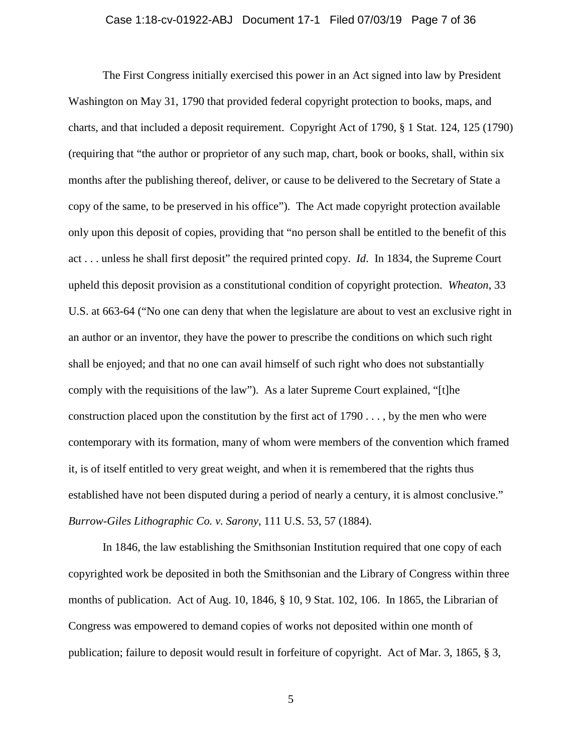The First Congress initially exercised this power in an Act signed into law by President Washington on May 31, 1790 that provided federal copyright protection to books, maps, and charts, and that included a deposit requirement. Copyright Act of 1790, § 1 Stat. 124, 125 (1790) (requiring that "the author or proprietor of any such map, chart, book or books, shall, within six months after the publishing thereof, deliver, or cause to be delivered to the Secretary of State a copy of the same, to be preserved in his office"). The Act made copyright protection available only upon this deposit of copies, providing that "no person shall be entitled to the benefit of this act . . . unless he shall first deposit" the required printed copy. *Id*. In 1834, the Supreme Court upheld this deposit provision as a constitutional condition of copyright protection. *Wheaton*, 33 U.S. at 663-64 ("No one can deny that when the legislature are about to vest an exclusive right in an author or an inventor, they have the power to prescribe the conditions on which such right shall be enjoyed; and that no one can avail himself of such right who does not substantially comply with the requisitions of the law"). As a later Supreme Court explained, "[t]he construction placed upon the constitution by the first act of 1790 . . . , by the men who were contemporary with its formation, many of whom were members of the convention which framed it, is of itself entitled to very great weight, and when it is remembered that the rights thus established have not been disputed during a period of nearly a century, it is almost conclusive." *Burrow-Giles Lithographic Co. v. Sarony*, 111 U.S. 53, 57 (1884).

In 1846, the law establishing the Smithsonian Institution required that one copy of each copyrighted work be deposited in both the Smithsonian and the Library of Congress within three months of publication. Act of Aug. 10, 1846, § 10, 9 Stat. 102, 106. In 1865, the Librarian of Congress was empowered to demand copies of works not deposited within one month of publication; failure to deposit would result in forfeiture of copyright. Act of Mar. 3, 1865, § 3,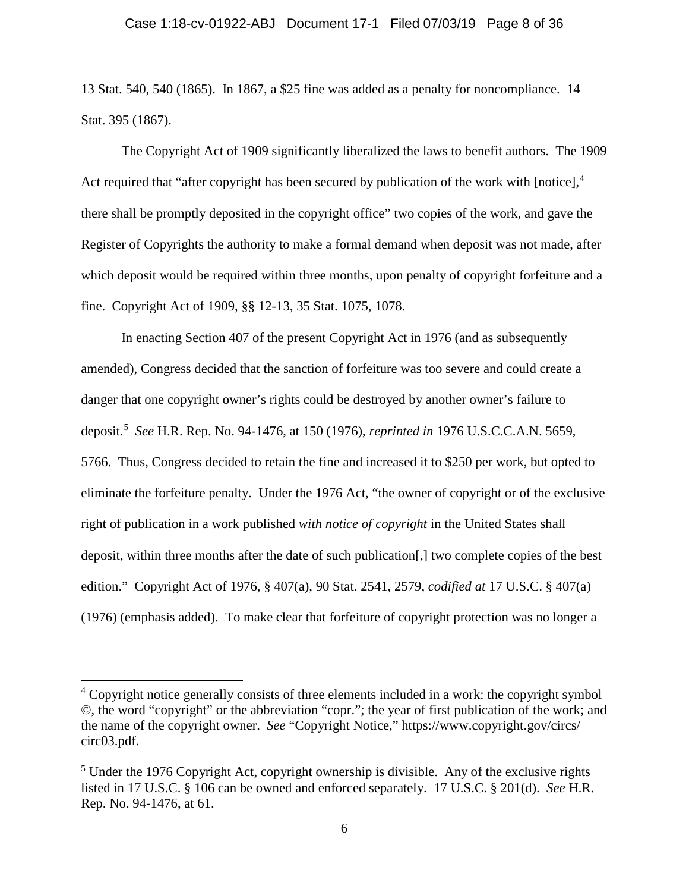13 Stat. 540, 540 (1865). In 1867, a $25 fine was added as a penalty for noncompliance. 14 Stat. 395 (1867).

The Copyright Act of 1909 significantly liberalized the laws to benefit authors. The 1909 Act required that "after copyright has been secured by publication of the work with [notice],[4] there shall be promptly deposited in the copyright office" two copies of the work, and gave the Register of Copyrights the authority to make a formal demand when deposit was not made, after which deposit would be required within three months, upon penalty of copyright forfeiture and a fine. Copyright Act of 1909, §§ 12-13, 35 Stat. 1075, 1078.

In enacting Section 407 of the present Copyright Act in 1976 (and as subsequently amended), Congress decided that the sanction of forfeiture was too severe and could create a danger that one copyright owner's rights could be destroyed by another owner's failure to deposit.[5] *See* H.R. Rep. No. 94-1476, at 150 (1976), *reprinted in* 1976 U.S.C.C.A.N. 5659, 5766. Thus, Congress decided to retain the fine and increased it to $250 per work, but opted to eliminate the forfeiture penalty. Under the 1976 Act, "the owner of copyright or of the exclusive right of publication in a work published *with notice of copyright* in the United States shall deposit, within three months after the date of such publication[,] two complete copies of the best edition." Copyright Act of 1976, § 407(a), 90 Stat. 2541, 2579, *codified at* 17 U.S.C. § 407(a) (1976) (emphasis added). To make clear that forfeiture of copyright protection was no longer a

---

[4] Copyright notice generally consists of three elements included in a work: the copyright symbol ©, the word "copyright" or the abbreviation "copr."; the year of first publication of the work; and the name of the copyright owner. *See* "Copyright Notice," https://www.copyright.gov/circs/circ03.pdf.

[5] Under the 1976 Copyright Act, copyright ownership is divisible. Any of the exclusive rights listed in 17 U.S.C. § 106 can be owned and enforced separately. 17 U.S.C. § 201(d). *See* H.R. Rep. No. 94-1476, at 61.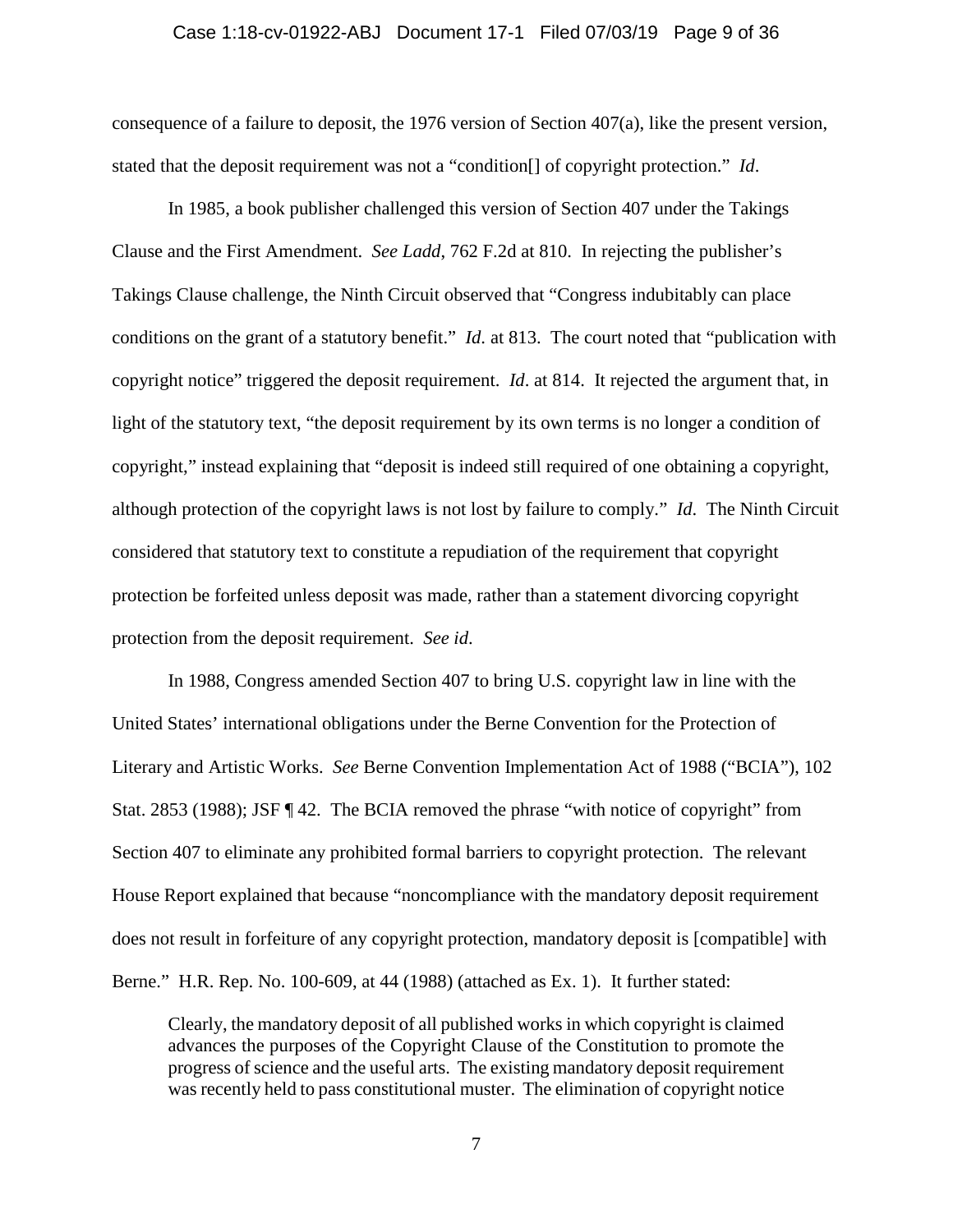consequence of a failure to deposit, the 1976 version of Section 407(a), like the present version, stated that the deposit requirement was not a "condition[] of copyright protection." *Id*.

In 1985, a book publisher challenged this version of Section 407 under the Takings Clause and the First Amendment. *See Ladd*, 762 F.2d at 810. In rejecting the publisher's Takings Clause challenge, the Ninth Circuit observed that "Congress indubitably can place conditions on the grant of a statutory benefit." *Id*. at 813. The court noted that "publication with copyright notice" triggered the deposit requirement. *Id*. at 814. It rejected the argument that, in light of the statutory text, "the deposit requirement by its own terms is no longer a condition of copyright," instead explaining that "deposit is indeed still required of one obtaining a copyright, although protection of the copyright laws is not lost by failure to comply." *Id*. The Ninth Circuit considered that statutory text to constitute a repudiation of the requirement that copyright protection be forfeited unless deposit was made, rather than a statement divorcing copyright protection from the deposit requirement. *See id*.

In 1988, Congress amended Section 407 to bring U.S. copyright law in line with the United States' international obligations under the Berne Convention for the Protection of Literary and Artistic Works. *See* Berne Convention Implementation Act of 1988 ("BCIA"), 102 Stat. 2853 (1988); JSF ¶ 42. The BCIA removed the phrase "with notice of copyright" from Section 407 to eliminate any prohibited formal barriers to copyright protection. The relevant House Report explained that because "noncompliance with the mandatory deposit requirement does not result in forfeiture of any copyright protection, mandatory deposit is [compatible] with Berne." H.R. Rep. No. 100-609, at 44 (1988) (attached as Ex. 1). It further stated:

> Clearly, the mandatory deposit of all published works in which copyright is claimed advances the purposes of the Copyright Clause of the Constitution to promote the progress of science and the useful arts. The existing mandatory deposit requirement was recently held to pass constitutional muster. The elimination of copyright notice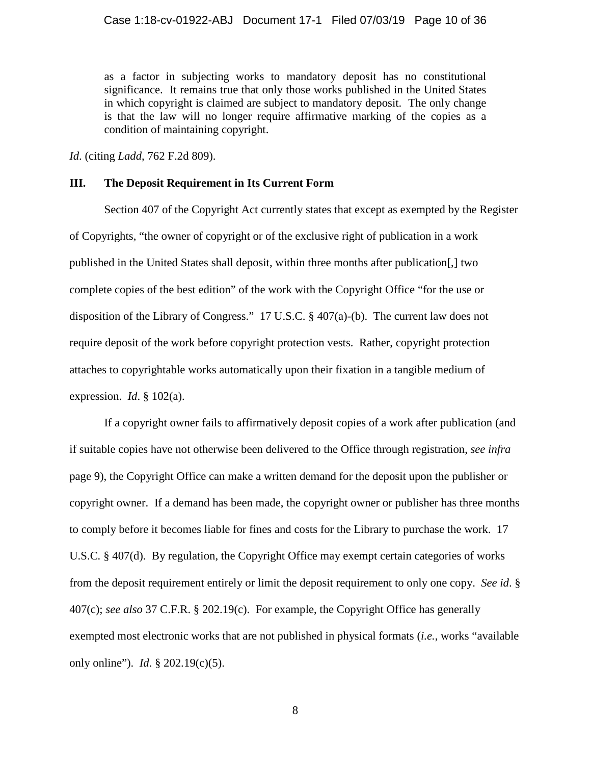> as a factor in subjecting works to mandatory deposit has no constitutional significance. It remains true that only those works published in the United States in which copyright is claimed are subject to mandatory deposit. The only change is that the law will no longer require affirmative marking of the copies as a condition of maintaining copyright.

*Id*. (citing *Ladd*, 762 F.2d 809).

## III. The Deposit Requirement in Its Current Form

Section 407 of the Copyright Act currently states that except as exempted by the Register of Copyrights, "the owner of copyright or of the exclusive right of publication in a work published in the United States shall deposit, within three months after publication[,] two complete copies of the best edition" of the work with the Copyright Office "for the use or disposition of the Library of Congress." 17 U.S.C. § 407(a)-(b). The current law does not require deposit of the work before copyright protection vests. Rather, copyright protection attaches to copyrightable works automatically upon their fixation in a tangible medium of expression. *Id*. § 102(a).

If a copyright owner fails to affirmatively deposit copies of a work after publication (and if suitable copies have not otherwise been delivered to the Office through registration, *see infra* page 9), the Copyright Office can make a written demand for the deposit upon the publisher or copyright owner. If a demand has been made, the copyright owner or publisher has three months to comply before it becomes liable for fines and costs for the Library to purchase the work. 17 U.S.C. § 407(d). By regulation, the Copyright Office may exempt certain categories of works from the deposit requirement entirely or limit the deposit requirement to only one copy. *See id*. § 407(c); *see also* 37 C.F.R. § 202.19(c). For example, the Copyright Office has generally exempted most electronic works that are not published in physical formats (*i.e.*, works "available only online"). *Id*. § 202.19(c)(5).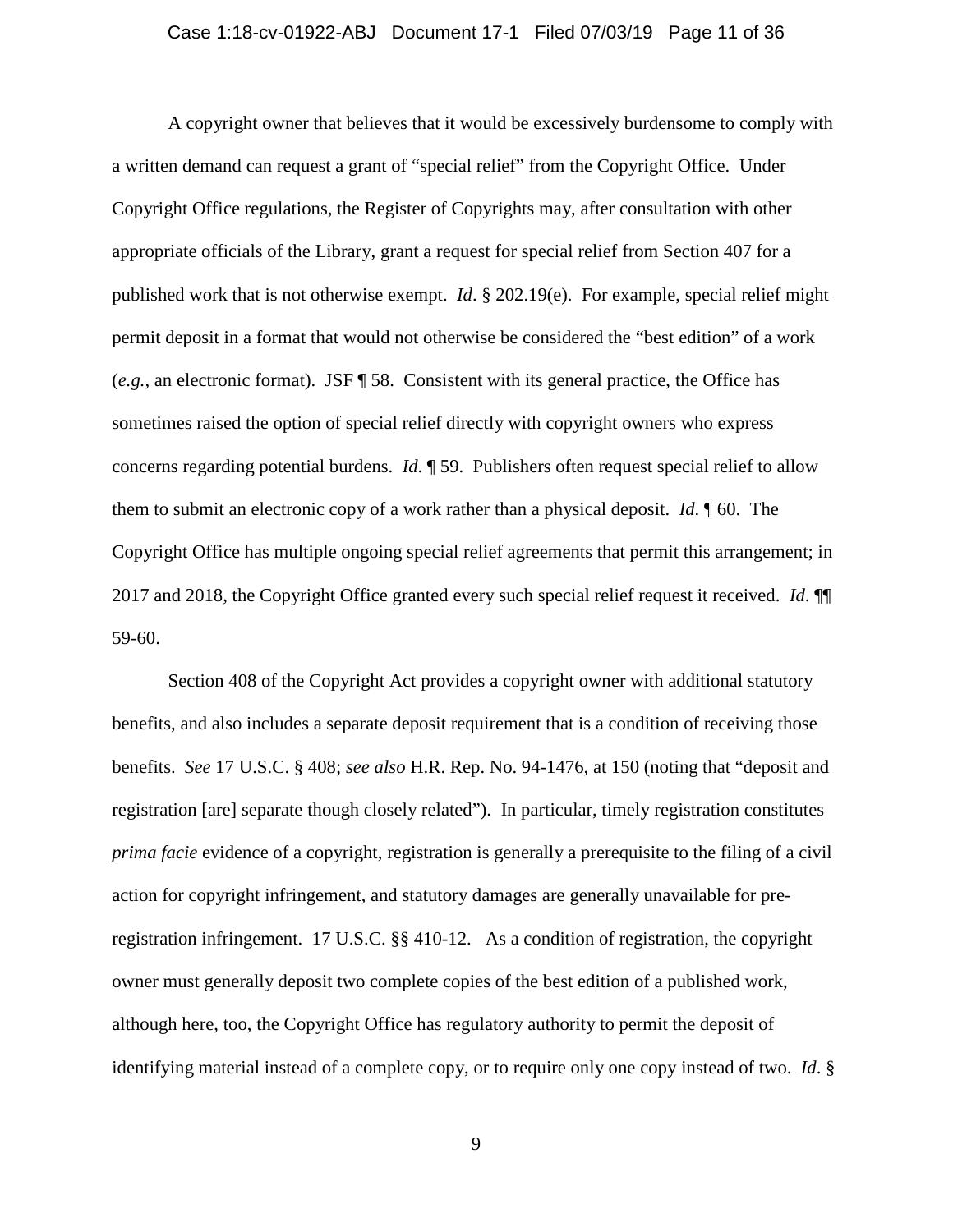A copyright owner that believes that it would be excessively burdensome to comply with a written demand can request a grant of "special relief" from the Copyright Office. Under Copyright Office regulations, the Register of Copyrights may, after consultation with other appropriate officials of the Library, grant a request for special relief from Section 407 for a published work that is not otherwise exempt. *Id*. § 202.19(e). For example, special relief might permit deposit in a format that would not otherwise be considered the "best edition" of a work (*e.g.*, an electronic format). JSF ¶ 58. Consistent with its general practice, the Office has sometimes raised the option of special relief directly with copyright owners who express concerns regarding potential burdens. *Id*. ¶ 59. Publishers often request special relief to allow them to submit an electronic copy of a work rather than a physical deposit. *Id*. ¶ 60. The Copyright Office has multiple ongoing special relief agreements that permit this arrangement; in 2017 and 2018, the Copyright Office granted every such special relief request it received. *Id*. ¶¶ 59-60.

Section 408 of the Copyright Act provides a copyright owner with additional statutory benefits, and also includes a separate deposit requirement that is a condition of receiving those benefits. *See* 17 U.S.C. § 408; *see also* H.R. Rep. No. 94-1476, at 150 (noting that "deposit and registration [are] separate though closely related"). In particular, timely registration constitutes *prima facie* evidence of a copyright, registration is generally a prerequisite to the filing of a civil action for copyright infringement, and statutory damages are generally unavailable for pre-registration infringement. 17 U.S.C. §§ 410-12. As a condition of registration, the copyright owner must generally deposit two complete copies of the best edition of a published work, although here, too, the Copyright Office has regulatory authority to permit the deposit of identifying material instead of a complete copy, or to require only one copy instead of two. *Id*. §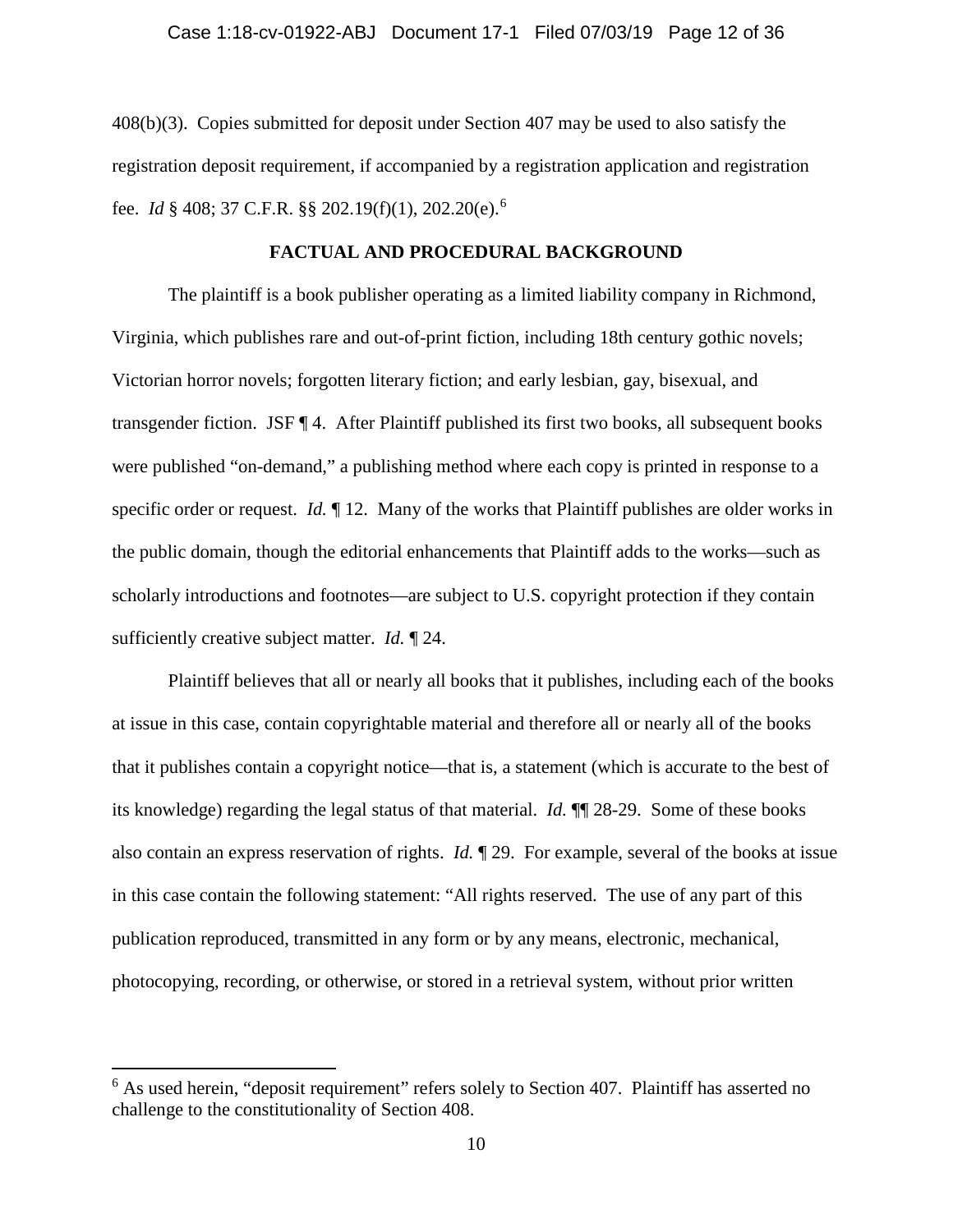408(b)(3). Copies submitted for deposit under Section 407 may be used to also satisfy the registration deposit requirement, if accompanied by a registration application and registration fee. *Id* § 408; 37 C.F.R. §§ 202.19(f)(1), 202.20(e).[6]

## FACTUAL AND PROCEDURAL BACKGROUND

The plaintiff is a book publisher operating as a limited liability company in Richmond, Virginia, which publishes rare and out-of-print fiction, including 18th century gothic novels; Victorian horror novels; forgotten literary fiction; and early lesbian, gay, bisexual, and transgender fiction. JSF ¶ 4. After Plaintiff published its first two books, all subsequent books were published "on-demand," a publishing method where each copy is printed in response to a specific order or request. *Id.* ¶ 12. Many of the works that Plaintiff publishes are older works in the public domain, though the editorial enhancements that Plaintiff adds to the works—such as scholarly introductions and footnotes—are subject to U.S. copyright protection if they contain sufficiently creative subject matter. *Id.* ¶ 24.

Plaintiff believes that all or nearly all books that it publishes, including each of the books at issue in this case, contain copyrightable material and therefore all or nearly all of the books that it publishes contain a copyright notice—that is, a statement (which is accurate to the best of its knowledge) regarding the legal status of that material. *Id.* ¶¶ 28-29. Some of these books also contain an express reservation of rights. *Id.* ¶ 29. For example, several of the books at issue in this case contain the following statement: "All rights reserved. The use of any part of this publication reproduced, transmitted in any form or by any means, electronic, mechanical, photocopying, recording, or otherwise, or stored in a retrieval system, without prior written

[6] As used herein, "deposit requirement" refers solely to Section 407. Plaintiff has asserted no challenge to the constitutionality of Section 408.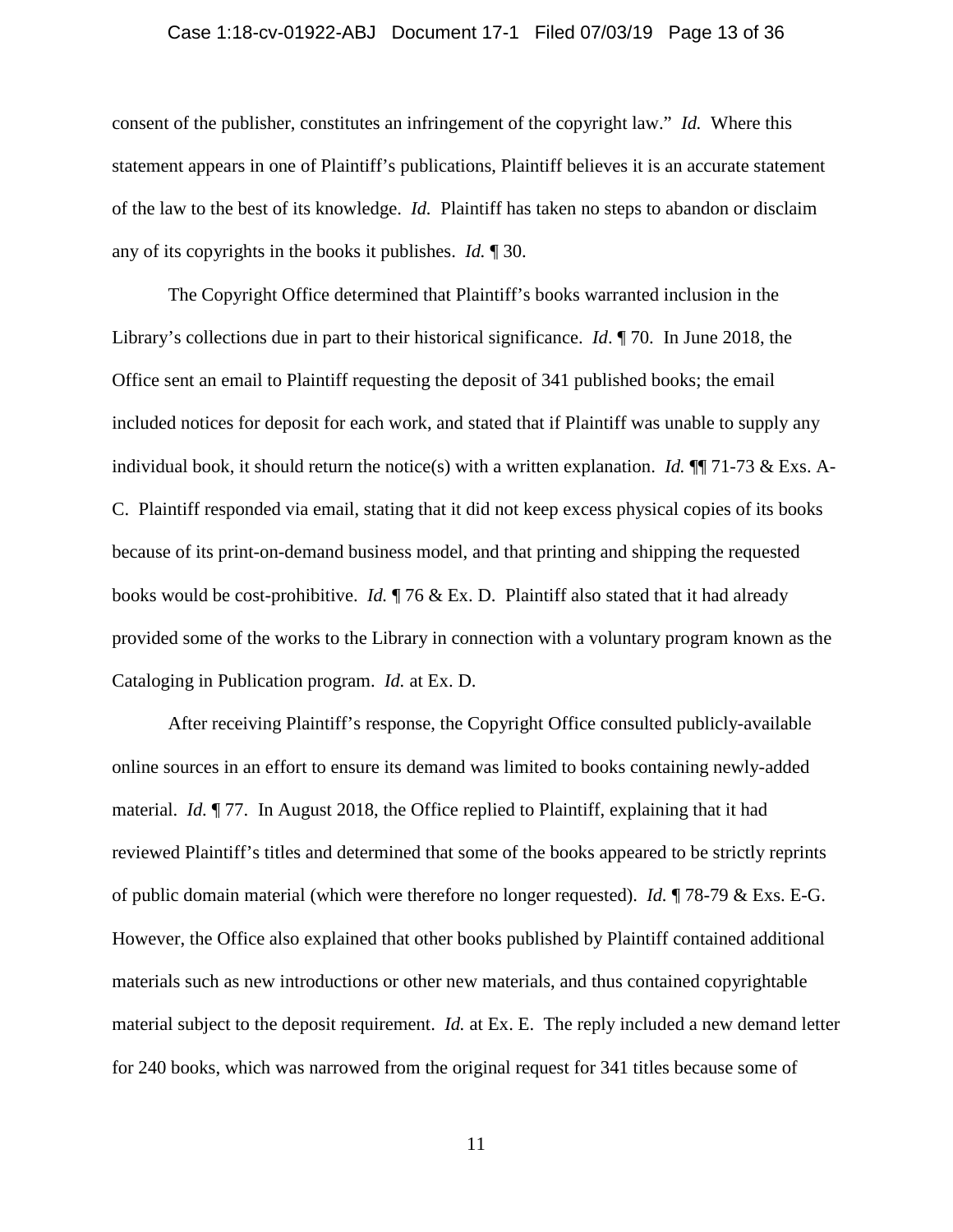consent of the publisher, constitutes an infringement of the copyright law." *Id.* Where this statement appears in one of Plaintiff's publications, Plaintiff believes it is an accurate statement of the law to the best of its knowledge. *Id.* Plaintiff has taken no steps to abandon or disclaim any of its copyrights in the books it publishes. *Id.* ¶ 30.

The Copyright Office determined that Plaintiff's books warranted inclusion in the Library's collections due in part to their historical significance. *Id*. ¶ 70. In June 2018, the Office sent an email to Plaintiff requesting the deposit of 341 published books; the email included notices for deposit for each work, and stated that if Plaintiff was unable to supply any individual book, it should return the notice(s) with a written explanation. *Id.* ¶¶ 71-73 & Exs. A-C. Plaintiff responded via email, stating that it did not keep excess physical copies of its books because of its print-on-demand business model, and that printing and shipping the requested books would be cost-prohibitive. *Id.* ¶ 76 & Ex. D. Plaintiff also stated that it had already provided some of the works to the Library in connection with a voluntary program known as the Cataloging in Publication program. *Id.* at Ex. D.

After receiving Plaintiff's response, the Copyright Office consulted publicly-available online sources in an effort to ensure its demand was limited to books containing newly-added material. *Id*. ¶ 77. In August 2018, the Office replied to Plaintiff, explaining that it had reviewed Plaintiff's titles and determined that some of the books appeared to be strictly reprints of public domain material (which were therefore no longer requested). *Id.* ¶ 78-79 & Exs. E-G. However, the Office also explained that other books published by Plaintiff contained additional materials such as new introductions or other new materials, and thus contained copyrightable material subject to the deposit requirement. *Id.* at Ex. E. The reply included a new demand letter for 240 books, which was narrowed from the original request for 341 titles because some of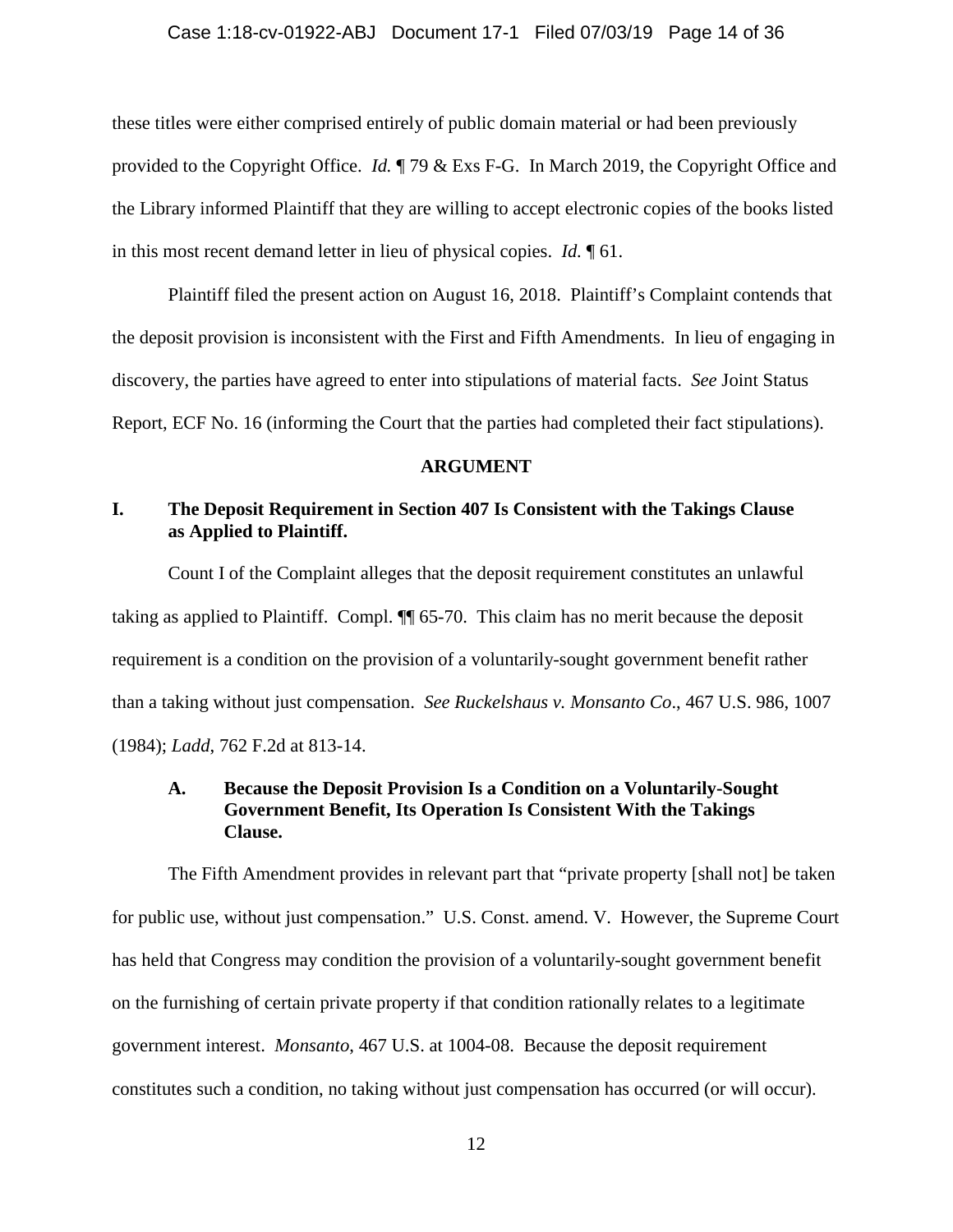these titles were either comprised entirely of public domain material or had been previously provided to the Copyright Office. *Id.* ¶ 79 & Exs F-G. In March 2019, the Copyright Office and the Library informed Plaintiff that they are willing to accept electronic copies of the books listed in this most recent demand letter in lieu of physical copies. *Id.* ¶ 61.

Plaintiff filed the present action on August 16, 2018. Plaintiff's Complaint contends that the deposit provision is inconsistent with the First and Fifth Amendments. In lieu of engaging in discovery, the parties have agreed to enter into stipulations of material facts. *See* Joint Status Report, ECF No. 16 (informing the Court that the parties had completed their fact stipulations).

## ARGUMENT

### I. The Deposit Requirement in Section 407 Is Consistent with the Takings Clause as Applied to Plaintiff.

Count I of the Complaint alleges that the deposit requirement constitutes an unlawful taking as applied to Plaintiff. Compl. ¶¶ 65-70. This claim has no merit because the deposit requirement is a condition on the provision of a voluntarily-sought government benefit rather than a taking without just compensation. *See Ruckelshaus v. Monsanto Co*., 467 U.S. 986, 1007 (1984); *Ladd*, 762 F.2d at 813-14.

#### A. Because the Deposit Provision Is a Condition on a Voluntarily-Sought Government Benefit, Its Operation Is Consistent With the Takings Clause.

The Fifth Amendment provides in relevant part that "private property [shall not] be taken for public use, without just compensation." U.S. Const. amend. V. However, the Supreme Court has held that Congress may condition the provision of a voluntarily-sought government benefit on the furnishing of certain private property if that condition rationally relates to a legitimate government interest. *Monsanto*, 467 U.S. at 1004-08. Because the deposit requirement constitutes such a condition, no taking without just compensation has occurred (or will occur).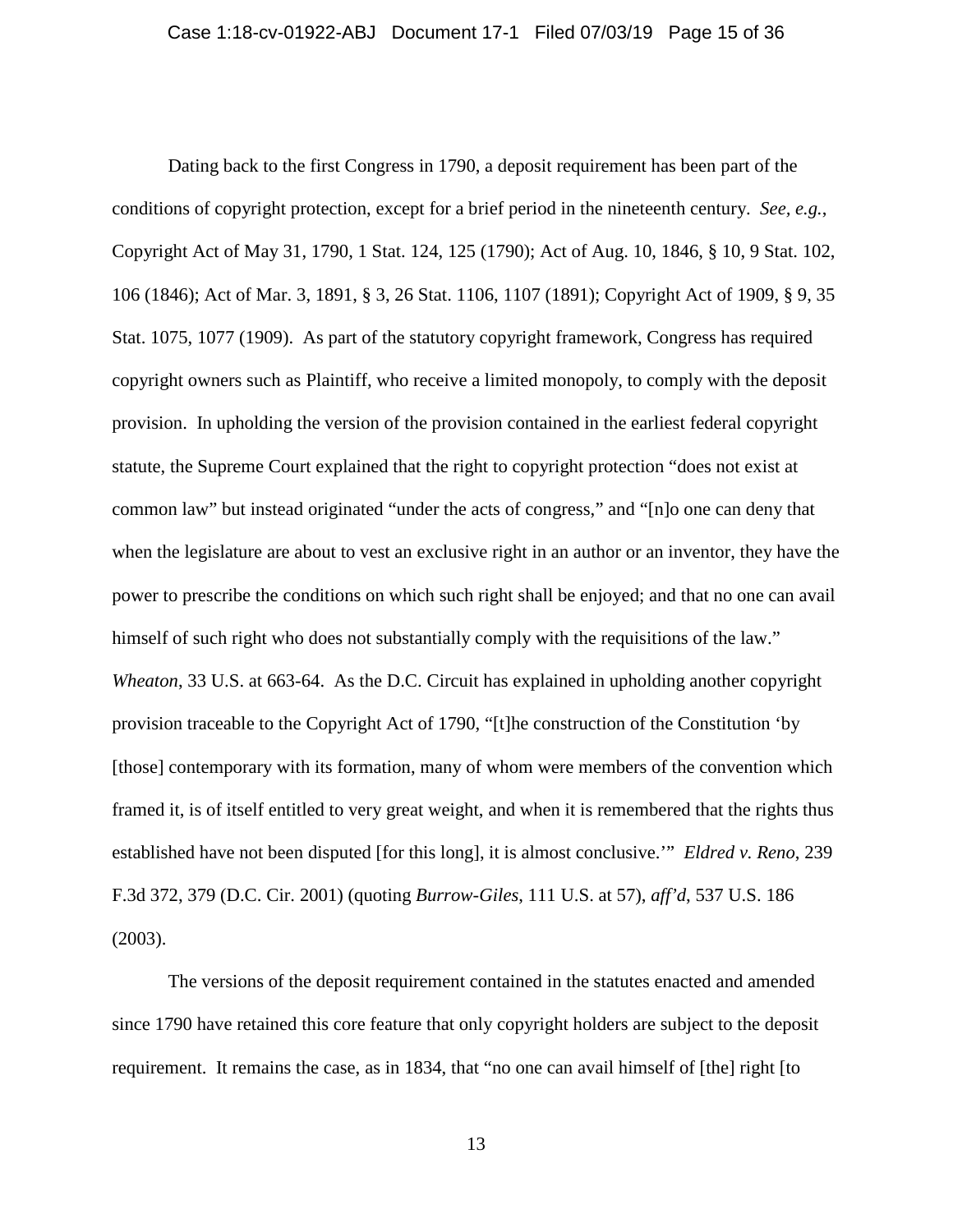Dating back to the first Congress in 1790, a deposit requirement has been part of the conditions of copyright protection, except for a brief period in the nineteenth century. *See, e.g.*, Copyright Act of May 31, 1790, 1 Stat. 124, 125 (1790); Act of Aug. 10, 1846, § 10, 9 Stat. 102, 106 (1846); Act of Mar. 3, 1891, § 3, 26 Stat. 1106, 1107 (1891); Copyright Act of 1909, § 9, 35 Stat. 1075, 1077 (1909). As part of the statutory copyright framework, Congress has required copyright owners such as Plaintiff, who receive a limited monopoly, to comply with the deposit provision. In upholding the version of the provision contained in the earliest federal copyright statute, the Supreme Court explained that the right to copyright protection "does not exist at common law" but instead originated "under the acts of congress," and "[n]o one can deny that when the legislature are about to vest an exclusive right in an author or an inventor, they have the power to prescribe the conditions on which such right shall be enjoyed; and that no one can avail himself of such right who does not substantially comply with the requisitions of the law." *Wheaton*, 33 U.S. at 663-64. As the D.C. Circuit has explained in upholding another copyright provision traceable to the Copyright Act of 1790, "[t]he construction of the Constitution 'by [those] contemporary with its formation, many of whom were members of the convention which framed it, is of itself entitled to very great weight, and when it is remembered that the rights thus established have not been disputed [for this long], it is almost conclusive.'" *Eldred v. Reno*, 239 F.3d 372, 379 (D.C. Cir. 2001) (quoting *Burrow-Giles*, 111 U.S. at 57), *aff'd*, 537 U.S. 186 (2003).

The versions of the deposit requirement contained in the statutes enacted and amended since 1790 have retained this core feature that only copyright holders are subject to the deposit requirement. It remains the case, as in 1834, that "no one can avail himself of [the] right [to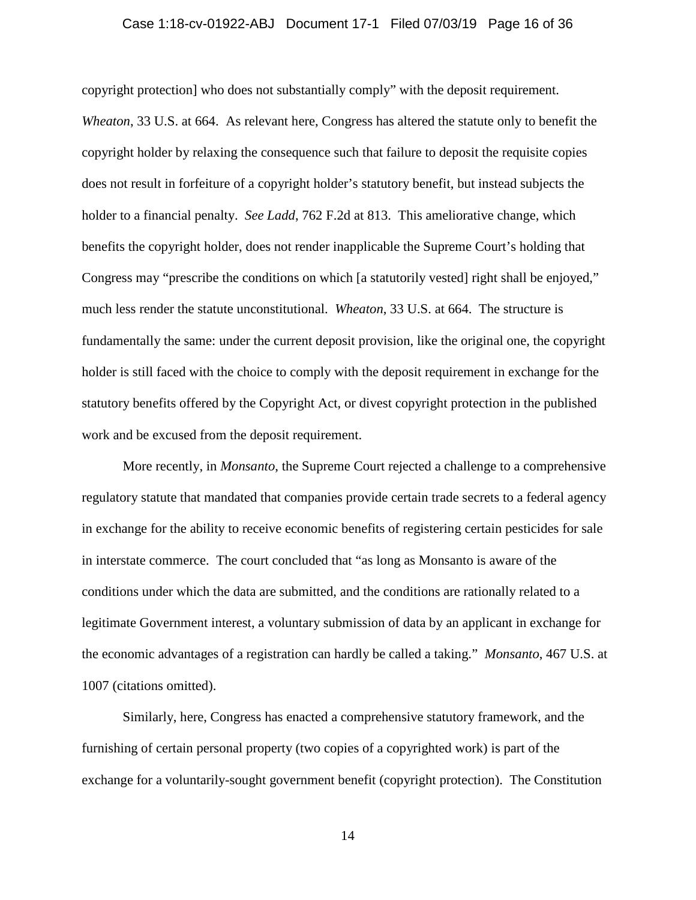copyright protection] who does not substantially comply" with the deposit requirement. *Wheaton*, 33 U.S. at 664. As relevant here, Congress has altered the statute only to benefit the copyright holder by relaxing the consequence such that failure to deposit the requisite copies does not result in forfeiture of a copyright holder's statutory benefit, but instead subjects the holder to a financial penalty. *See Ladd*, 762 F.2d at 813. This ameliorative change, which benefits the copyright holder, does not render inapplicable the Supreme Court's holding that Congress may "prescribe the conditions on which [a statutorily vested] right shall be enjoyed," much less render the statute unconstitutional. *Wheaton*, 33 U.S. at 664. The structure is fundamentally the same: under the current deposit provision, like the original one, the copyright holder is still faced with the choice to comply with the deposit requirement in exchange for the statutory benefits offered by the Copyright Act, or divest copyright protection in the published work and be excused from the deposit requirement.

More recently, in *Monsanto*, the Supreme Court rejected a challenge to a comprehensive regulatory statute that mandated that companies provide certain trade secrets to a federal agency in exchange for the ability to receive economic benefits of registering certain pesticides for sale in interstate commerce. The court concluded that "as long as Monsanto is aware of the conditions under which the data are submitted, and the conditions are rationally related to a legitimate Government interest, a voluntary submission of data by an applicant in exchange for the economic advantages of a registration can hardly be called a taking." *Monsanto*, 467 U.S. at 1007 (citations omitted).

Similarly, here, Congress has enacted a comprehensive statutory framework, and the furnishing of certain personal property (two copies of a copyrighted work) is part of the exchange for a voluntarily-sought government benefit (copyright protection). The Constitution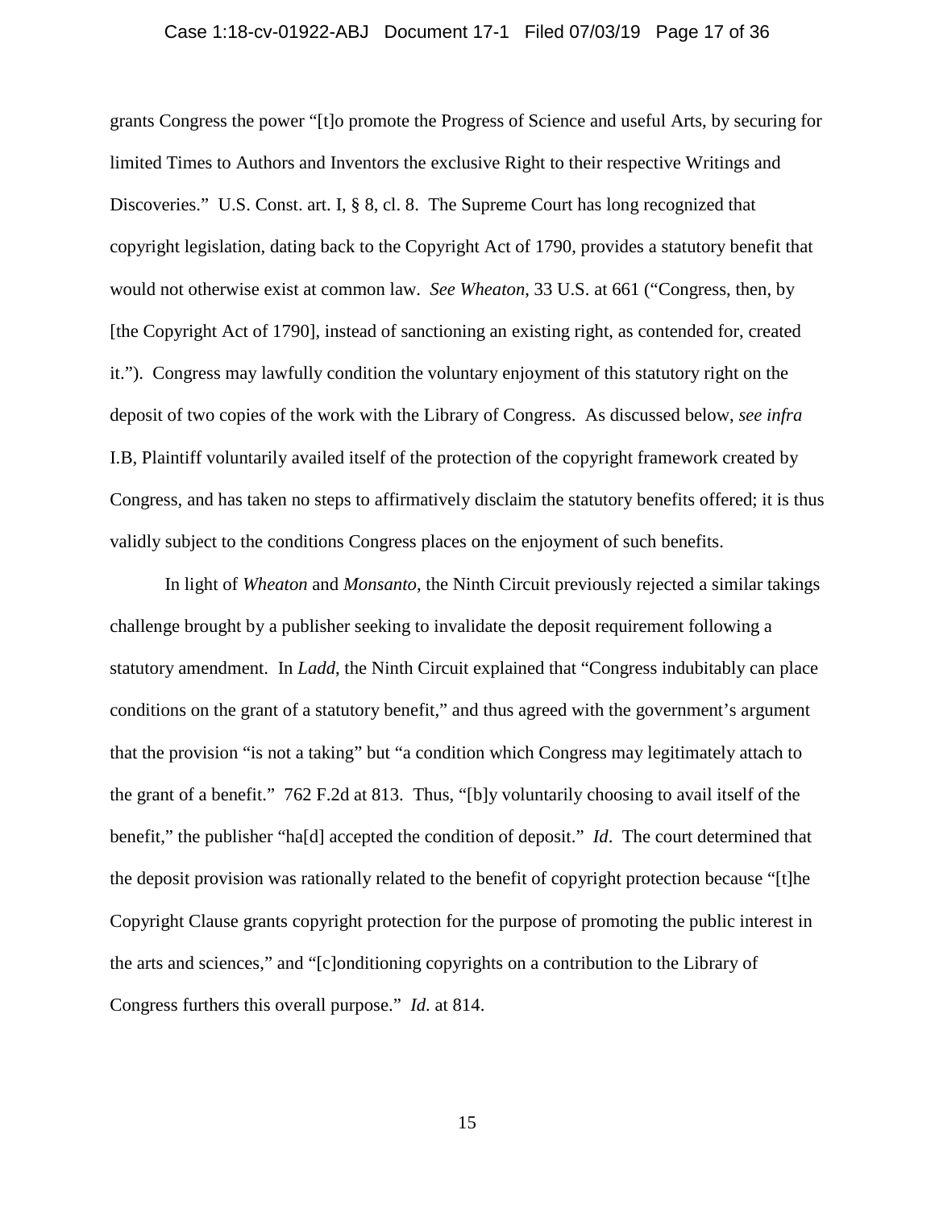grants Congress the power "[t]o promote the Progress of Science and useful Arts, by securing for limited Times to Authors and Inventors the exclusive Right to their respective Writings and Discoveries." U.S. Const. art. I, § 8, cl. 8. The Supreme Court has long recognized that copyright legislation, dating back to the Copyright Act of 1790, provides a statutory benefit that would not otherwise exist at common law. *See Wheaton*, 33 U.S. at 661 ("Congress, then, by [the Copyright Act of 1790], instead of sanctioning an existing right, as contended for, created it."). Congress may lawfully condition the voluntary enjoyment of this statutory right on the deposit of two copies of the work with the Library of Congress. As discussed below, *see infra* I.B, Plaintiff voluntarily availed itself of the protection of the copyright framework created by Congress, and has taken no steps to affirmatively disclaim the statutory benefits offered; it is thus validly subject to the conditions Congress places on the enjoyment of such benefits.

In light of *Wheaton* and *Monsanto*, the Ninth Circuit previously rejected a similar takings challenge brought by a publisher seeking to invalidate the deposit requirement following a statutory amendment. In *Ladd*, the Ninth Circuit explained that "Congress indubitably can place conditions on the grant of a statutory benefit," and thus agreed with the government's argument that the provision "is not a taking" but "a condition which Congress may legitimately attach to the grant of a benefit." 762 F.2d at 813. Thus, "[b]y voluntarily choosing to avail itself of the benefit," the publisher "ha[d] accepted the condition of deposit." *Id*. The court determined that the deposit provision was rationally related to the benefit of copyright protection because "[t]he Copyright Clause grants copyright protection for the purpose of promoting the public interest in the arts and sciences," and "[c]onditioning copyrights on a contribution to the Library of Congress furthers this overall purpose." *Id*. at 814.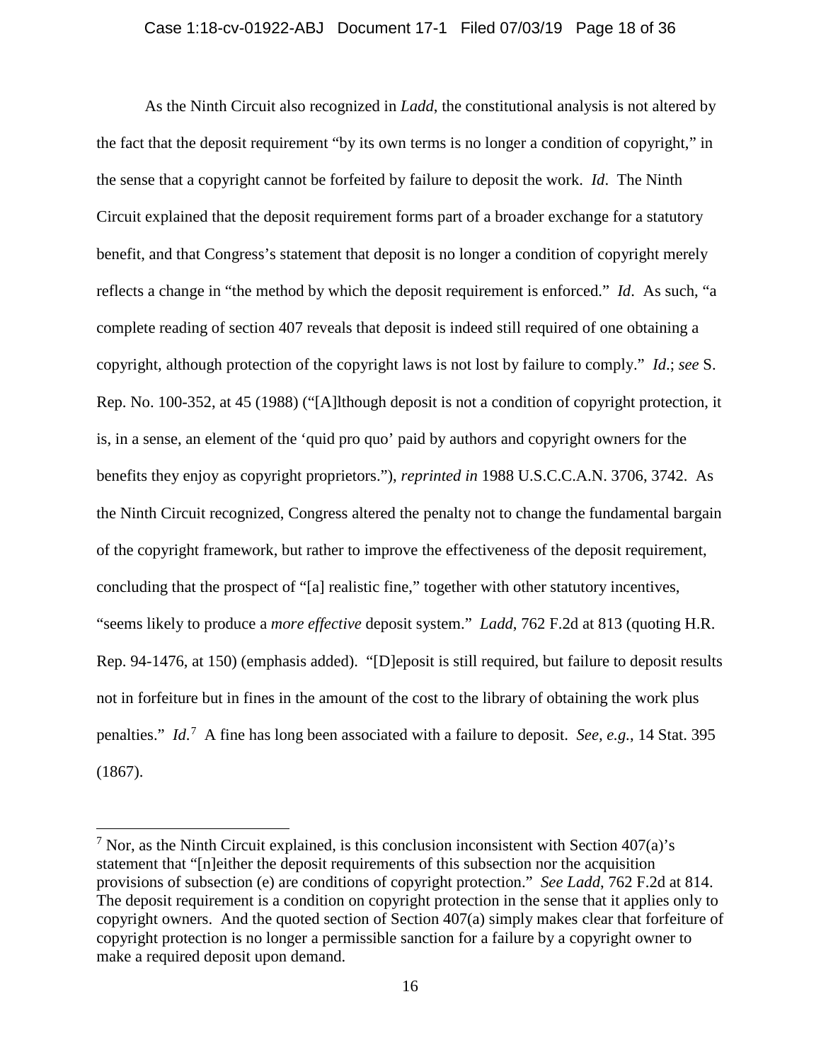As the Ninth Circuit also recognized in *Ladd*, the constitutional analysis is not altered by the fact that the deposit requirement "by its own terms is no longer a condition of copyright," in the sense that a copyright cannot be forfeited by failure to deposit the work. *Id*. The Ninth Circuit explained that the deposit requirement forms part of a broader exchange for a statutory benefit, and that Congress's statement that deposit is no longer a condition of copyright merely reflects a change in "the method by which the deposit requirement is enforced." *Id*. As such, "a complete reading of section 407 reveals that deposit is indeed still required of one obtaining a copyright, although protection of the copyright laws is not lost by failure to comply." *Id*.; *see* S. Rep. No. 100-352, at 45 (1988) ("[A]lthough deposit is not a condition of copyright protection, it is, in a sense, an element of the 'quid pro quo' paid by authors and copyright owners for the benefits they enjoy as copyright proprietors."), *reprinted in* 1988 U.S.C.C.A.N. 3706, 3742. As the Ninth Circuit recognized, Congress altered the penalty not to change the fundamental bargain of the copyright framework, but rather to improve the effectiveness of the deposit requirement, concluding that the prospect of "[a] realistic fine," together with other statutory incentives, "seems likely to produce a *more effective* deposit system." *Ladd*, 762 F.2d at 813 (quoting H.R. Rep. 94-1476, at 150) (emphasis added). "[D]eposit is still required, but failure to deposit results not in forfeiture but in fines in the amount of the cost to the library of obtaining the work plus penalties." *Id.*[7] A fine has long been associated with a failure to deposit. *See, e.g.*, 14 Stat. 395 (1867).

---

[7] Nor, as the Ninth Circuit explained, is this conclusion inconsistent with Section 407(a)'s statement that "[n]either the deposit requirements of this subsection nor the acquisition provisions of subsection (e) are conditions of copyright protection." *See Ladd*, 762 F.2d at 814. The deposit requirement is a condition on copyright protection in the sense that it applies only to copyright owners. And the quoted section of Section 407(a) simply makes clear that forfeiture of copyright protection is no longer a permissible sanction for a failure by a copyright owner to make a required deposit upon demand.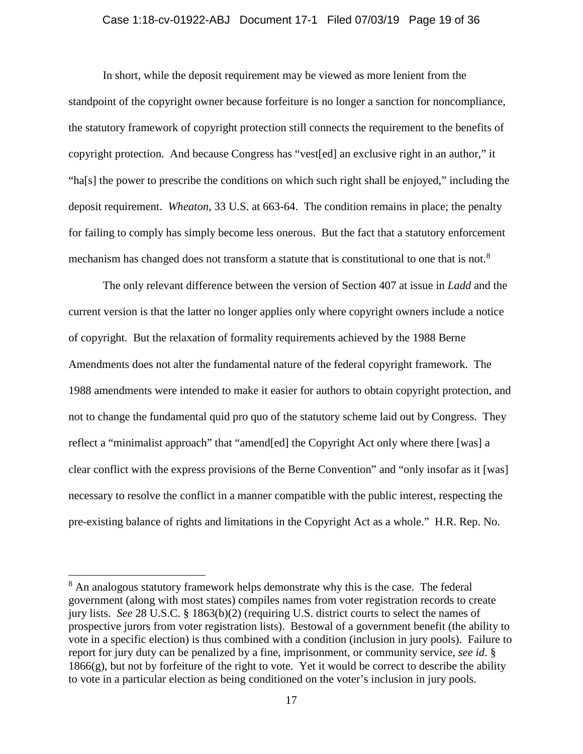In short, while the deposit requirement may be viewed as more lenient from the standpoint of the copyright owner because forfeiture is no longer a sanction for noncompliance, the statutory framework of copyright protection still connects the requirement to the benefits of copyright protection. And because Congress has "vest[ed] an exclusive right in an author," it "ha[s] the power to prescribe the conditions on which such right shall be enjoyed," including the deposit requirement. *Wheaton*, 33 U.S. at 663-64. The condition remains in place; the penalty for failing to comply has simply become less onerous. But the fact that a statutory enforcement mechanism has changed does not transform a statute that is constitutional to one that is not.[8]

The only relevant difference between the version of Section 407 at issue in *Ladd* and the current version is that the latter no longer applies only where copyright owners include a notice of copyright. But the relaxation of formality requirements achieved by the 1988 Berne Amendments does not alter the fundamental nature of the federal copyright framework. The 1988 amendments were intended to make it easier for authors to obtain copyright protection, and not to change the fundamental quid pro quo of the statutory scheme laid out by Congress. They reflect a "minimalist approach" that "amend[ed] the Copyright Act only where there [was] a clear conflict with the express provisions of the Berne Convention" and "only insofar as it [was] necessary to resolve the conflict in a manner compatible with the public interest, respecting the pre-existing balance of rights and limitations in the Copyright Act as a whole." H.R. Rep. No.

---

[8] An analogous statutory framework helps demonstrate why this is the case. The federal government (along with most states) compiles names from voter registration records to create jury lists. *See* 28 U.S.C. § 1863(b)(2) (requiring U.S. district courts to select the names of prospective jurors from voter registration lists). Bestowal of a government benefit (the ability to vote in a specific election) is thus combined with a condition (inclusion in jury pools). Failure to report for jury duty can be penalized by a fine, imprisonment, or community service, *see id*. § 1866(g), but not by forfeiture of the right to vote. Yet it would be correct to describe the ability to vote in a particular election as being conditioned on the voter's inclusion in jury pools.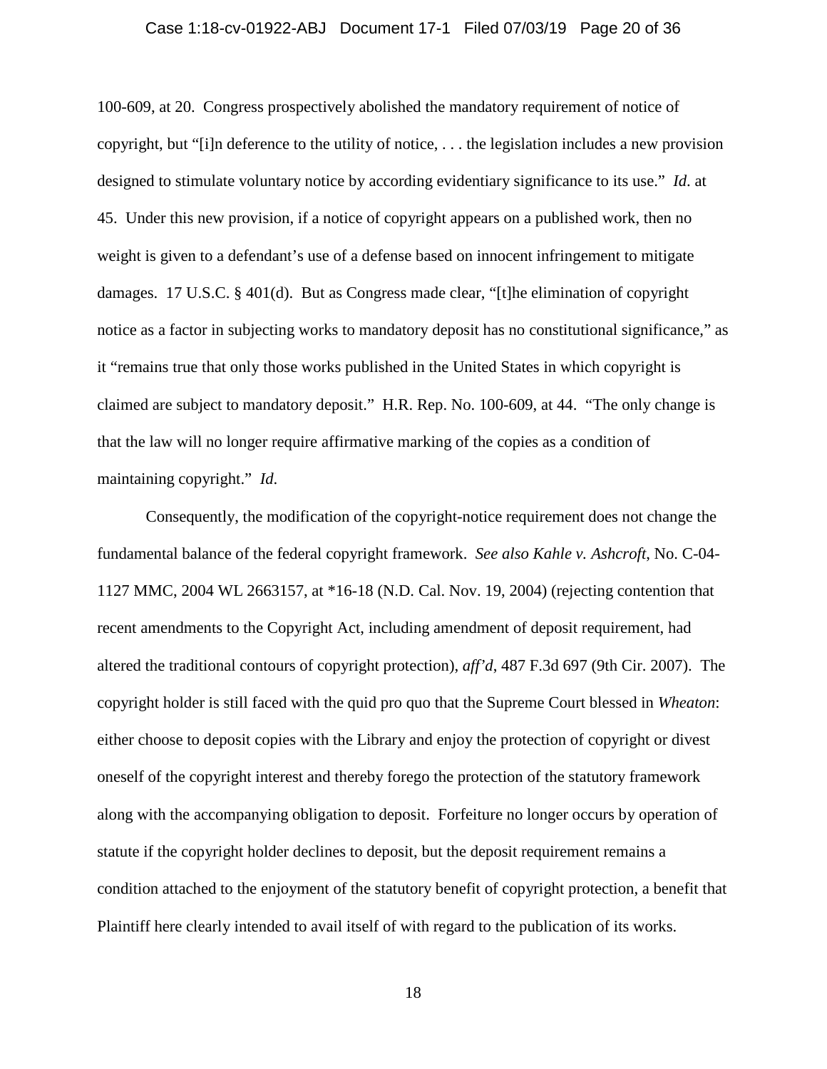100-609, at 20. Congress prospectively abolished the mandatory requirement of notice of copyright, but "[i]n deference to the utility of notice, . . . the legislation includes a new provision designed to stimulate voluntary notice by according evidentiary significance to its use." *Id.* at 45. Under this new provision, if a notice of copyright appears on a published work, then no weight is given to a defendant's use of a defense based on innocent infringement to mitigate damages. 17 U.S.C. § 401(d). But as Congress made clear, "[t]he elimination of copyright notice as a factor in subjecting works to mandatory deposit has no constitutional significance," as it "remains true that only those works published in the United States in which copyright is claimed are subject to mandatory deposit." H.R. Rep. No. 100-609, at 44. "The only change is that the law will no longer require affirmative marking of the copies as a condition of maintaining copyright." *Id*.

Consequently, the modification of the copyright-notice requirement does not change the fundamental balance of the federal copyright framework. *See also Kahle v. Ashcroft*, No. C-04-1127 MMC, 2004 WL 2663157, at *16-18 (N.D. Cal. Nov. 19, 2004) (rejecting contention that recent amendments to the Copyright Act, including amendment of deposit requirement, had altered the traditional contours of copyright protection), *aff'd*, 487 F.3d 697 (9th Cir. 2007). The copyright holder is still faced with the quid pro quo that the Supreme Court blessed in *Wheaton*: either choose to deposit copies with the Library and enjoy the protection of copyright or divest oneself of the copyright interest and thereby forego the protection of the statutory framework along with the accompanying obligation to deposit. Forfeiture no longer occurs by operation of statute if the copyright holder declines to deposit, but the deposit requirement remains a condition attached to the enjoyment of the statutory benefit of copyright protection, a benefit that Plaintiff here clearly intended to avail itself of with regard to the publication of its works.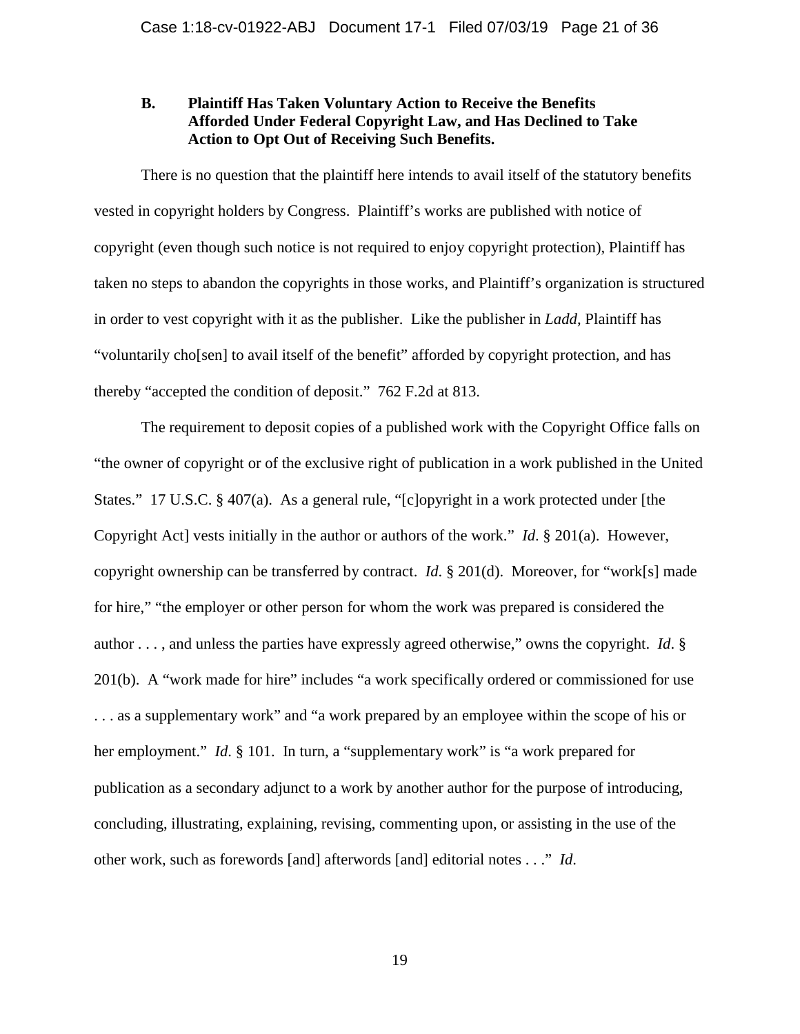### B. Plaintiff Has Taken Voluntary Action to Receive the Benefits Afforded Under Federal Copyright Law, and Has Declined to Take Action to Opt Out of Receiving Such Benefits.

There is no question that the plaintiff here intends to avail itself of the statutory benefits vested in copyright holders by Congress. Plaintiff's works are published with notice of copyright (even though such notice is not required to enjoy copyright protection), Plaintiff has taken no steps to abandon the copyrights in those works, and Plaintiff's organization is structured in order to vest copyright with it as the publisher. Like the publisher in *Ladd*, Plaintiff has "voluntarily cho[sen] to avail itself of the benefit" afforded by copyright protection, and has thereby "accepted the condition of deposit." 762 F.2d at 813.

The requirement to deposit copies of a published work with the Copyright Office falls on "the owner of copyright or of the exclusive right of publication in a work published in the United States." 17 U.S.C. § 407(a). As a general rule, "[c]opyright in a work protected under [the Copyright Act] vests initially in the author or authors of the work." *Id*. § 201(a). However, copyright ownership can be transferred by contract. *Id*. § 201(d). Moreover, for "work[s] made for hire," "the employer or other person for whom the work was prepared is considered the author . . . , and unless the parties have expressly agreed otherwise," owns the copyright. *Id*. § 201(b). A "work made for hire" includes "a work specifically ordered or commissioned for use . . . as a supplementary work" and "a work prepared by an employee within the scope of his or her employment." *Id*. § 101. In turn, a "supplementary work" is "a work prepared for publication as a secondary adjunct to a work by another author for the purpose of introducing, concluding, illustrating, explaining, revising, commenting upon, or assisting in the use of the other work, such as forewords [and] afterwords [and] editorial notes . . ." *Id*.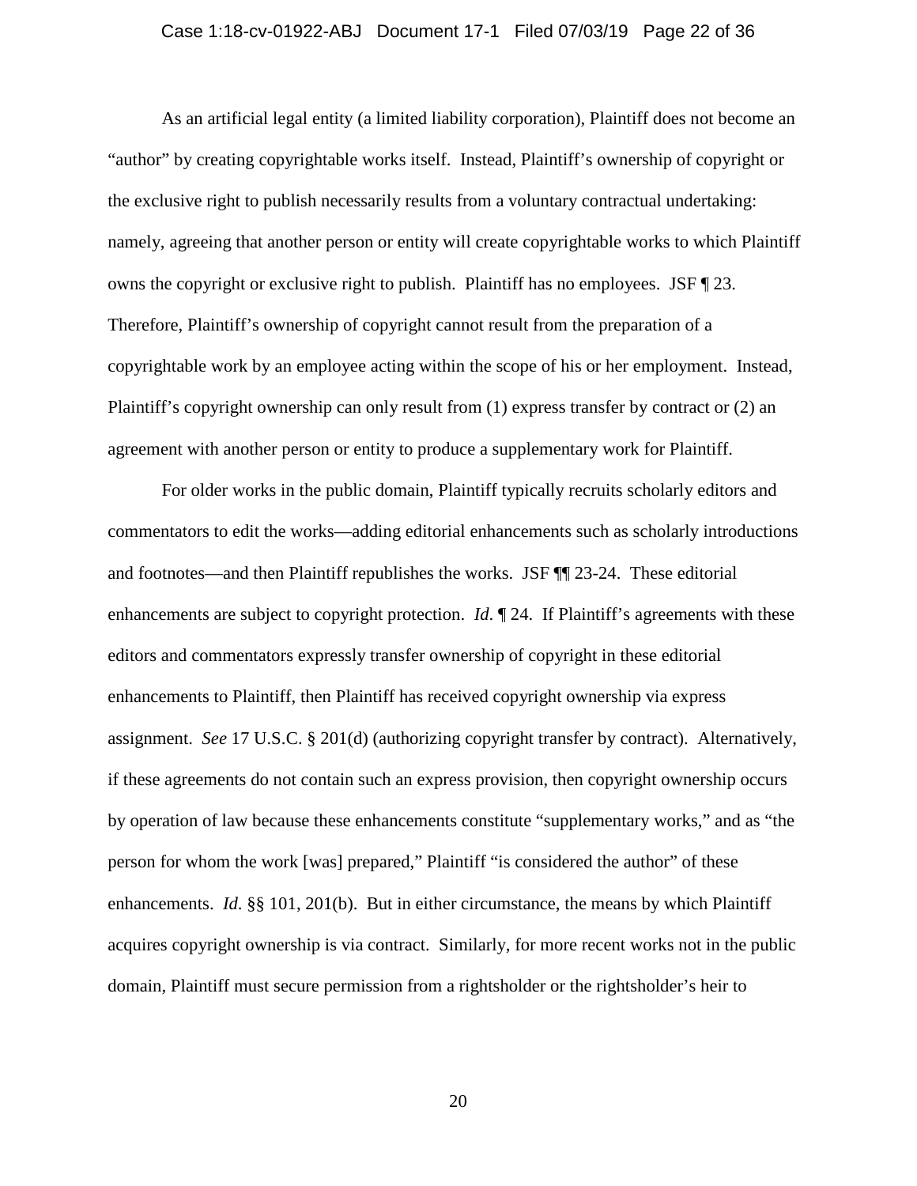As an artificial legal entity (a limited liability corporation), Plaintiff does not become an "author" by creating copyrightable works itself. Instead, Plaintiff's ownership of copyright or the exclusive right to publish necessarily results from a voluntary contractual undertaking: namely, agreeing that another person or entity will create copyrightable works to which Plaintiff owns the copyright or exclusive right to publish. Plaintiff has no employees. JSF ¶ 23. Therefore, Plaintiff's ownership of copyright cannot result from the preparation of a copyrightable work by an employee acting within the scope of his or her employment. Instead, Plaintiff's copyright ownership can only result from (1) express transfer by contract or (2) an agreement with another person or entity to produce a supplementary work for Plaintiff.

For older works in the public domain, Plaintiff typically recruits scholarly editors and commentators to edit the works—adding editorial enhancements such as scholarly introductions and footnotes—and then Plaintiff republishes the works. JSF ¶¶ 23-24. These editorial enhancements are subject to copyright protection. *Id.* ¶ 24. If Plaintiff's agreements with these editors and commentators expressly transfer ownership of copyright in these editorial enhancements to Plaintiff, then Plaintiff has received copyright ownership via express assignment. *See* 17 U.S.C. § 201(d) (authorizing copyright transfer by contract). Alternatively, if these agreements do not contain such an express provision, then copyright ownership occurs by operation of law because these enhancements constitute "supplementary works," and as "the person for whom the work [was] prepared," Plaintiff "is considered the author" of these enhancements. *Id*. §§ 101, 201(b). But in either circumstance, the means by which Plaintiff acquires copyright ownership is via contract. Similarly, for more recent works not in the public domain, Plaintiff must secure permission from a rightsholder or the rightsholder's heir to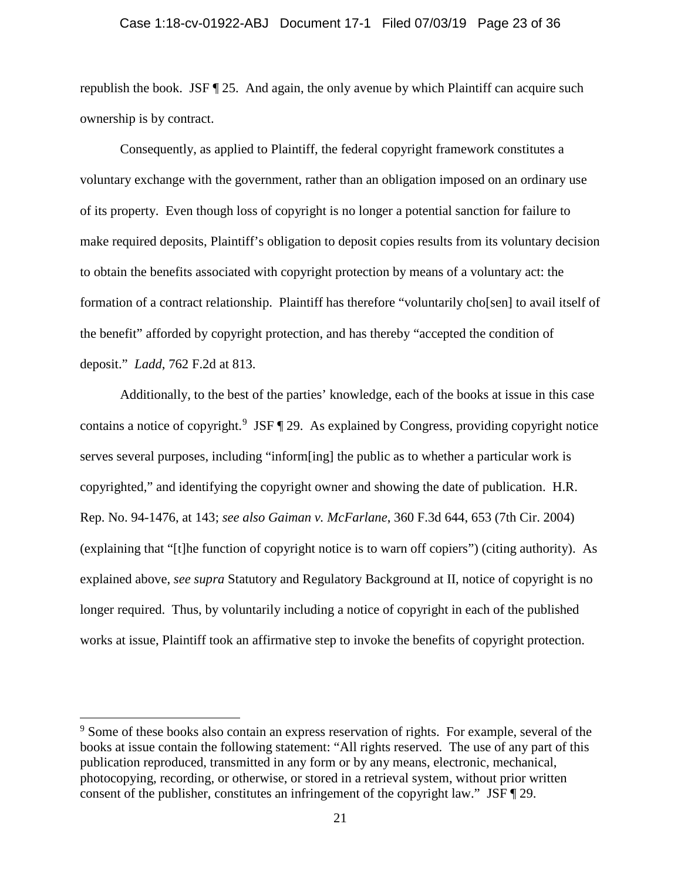republish the book. JSF ¶ 25. And again, the only avenue by which Plaintiff can acquire such ownership is by contract.

Consequently, as applied to Plaintiff, the federal copyright framework constitutes a voluntary exchange with the government, rather than an obligation imposed on an ordinary use of its property. Even though loss of copyright is no longer a potential sanction for failure to make required deposits, Plaintiff's obligation to deposit copies results from its voluntary decision to obtain the benefits associated with copyright protection by means of a voluntary act: the formation of a contract relationship. Plaintiff has therefore "voluntarily cho[sen] to avail itself of the benefit" afforded by copyright protection, and has thereby "accepted the condition of deposit." *Ladd*, 762 F.2d at 813.

Additionally, to the best of the parties' knowledge, each of the books at issue in this case contains a notice of copyright.[9] JSF ¶ 29. As explained by Congress, providing copyright notice serves several purposes, including "inform[ing] the public as to whether a particular work is copyrighted," and identifying the copyright owner and showing the date of publication. H.R. Rep. No. 94-1476, at 143; *see also Gaiman v. McFarlane*, 360 F.3d 644, 653 (7th Cir. 2004) (explaining that "[t]he function of copyright notice is to warn off copiers") (citing authority). As explained above, *see supra* Statutory and Regulatory Background at II, notice of copyright is no longer required. Thus, by voluntarily including a notice of copyright in each of the published works at issue, Plaintiff took an affirmative step to invoke the benefits of copyright protection.

[9] Some of these books also contain an express reservation of rights. For example, several of the books at issue contain the following statement: "All rights reserved. The use of any part of this publication reproduced, transmitted in any form or by any means, electronic, mechanical, photocopying, recording, or otherwise, or stored in a retrieval system, without prior written consent of the publisher, constitutes an infringement of the copyright law." JSF ¶ 29.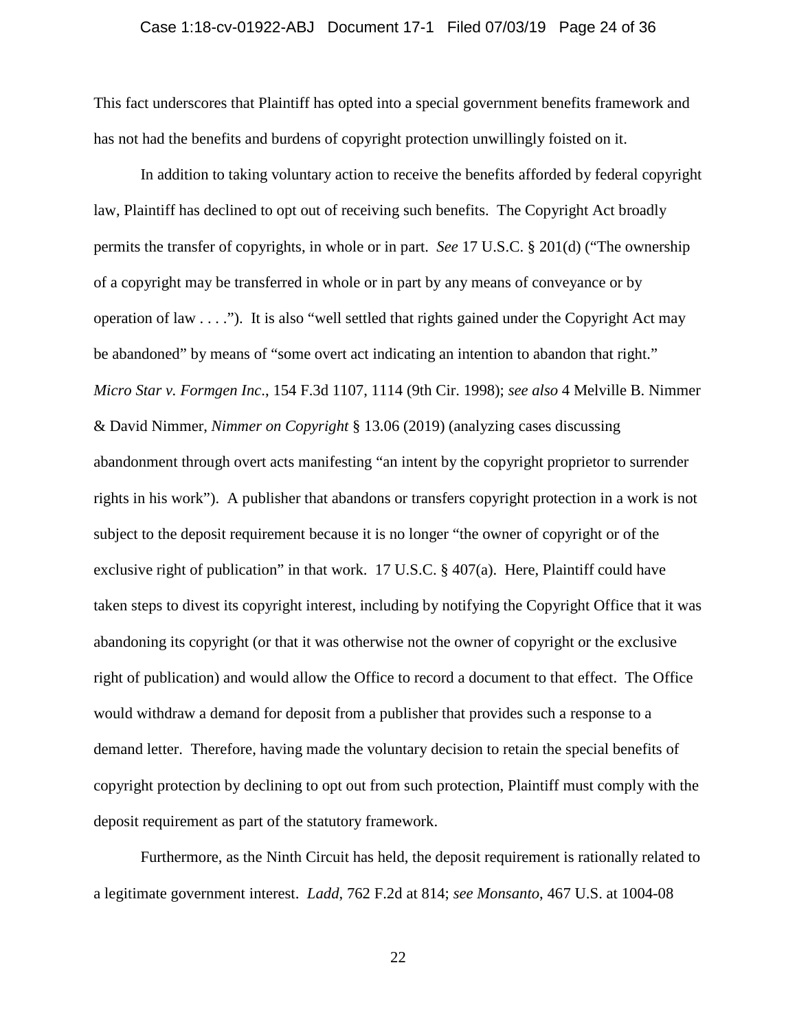This fact underscores that Plaintiff has opted into a special government benefits framework and has not had the benefits and burdens of copyright protection unwillingly foisted on it.

In addition to taking voluntary action to receive the benefits afforded by federal copyright law, Plaintiff has declined to opt out of receiving such benefits. The Copyright Act broadly permits the transfer of copyrights, in whole or in part. *See* 17 U.S.C. § 201(d) ("The ownership of a copyright may be transferred in whole or in part by any means of conveyance or by operation of law . . . ."). It is also "well settled that rights gained under the Copyright Act may be abandoned" by means of "some overt act indicating an intention to abandon that right." *Micro Star v. Formgen Inc.*, 154 F.3d 1107, 1114 (9th Cir. 1998); *see also* 4 Melville B. Nimmer & David Nimmer, *Nimmer on Copyright* § 13.06 (2019) (analyzing cases discussing abandonment through overt acts manifesting "an intent by the copyright proprietor to surrender rights in his work"). A publisher that abandons or transfers copyright protection in a work is not subject to the deposit requirement because it is no longer "the owner of copyright or of the exclusive right of publication" in that work. 17 U.S.C. § 407(a). Here, Plaintiff could have taken steps to divest its copyright interest, including by notifying the Copyright Office that it was abandoning its copyright (or that it was otherwise not the owner of copyright or the exclusive right of publication) and would allow the Office to record a document to that effect. The Office would withdraw a demand for deposit from a publisher that provides such a response to a demand letter. Therefore, having made the voluntary decision to retain the special benefits of copyright protection by declining to opt out from such protection, Plaintiff must comply with the deposit requirement as part of the statutory framework.

Furthermore, as the Ninth Circuit has held, the deposit requirement is rationally related to a legitimate government interest. *Ladd*, 762 F.2d at 814; *see Monsanto*, 467 U.S. at 1004-08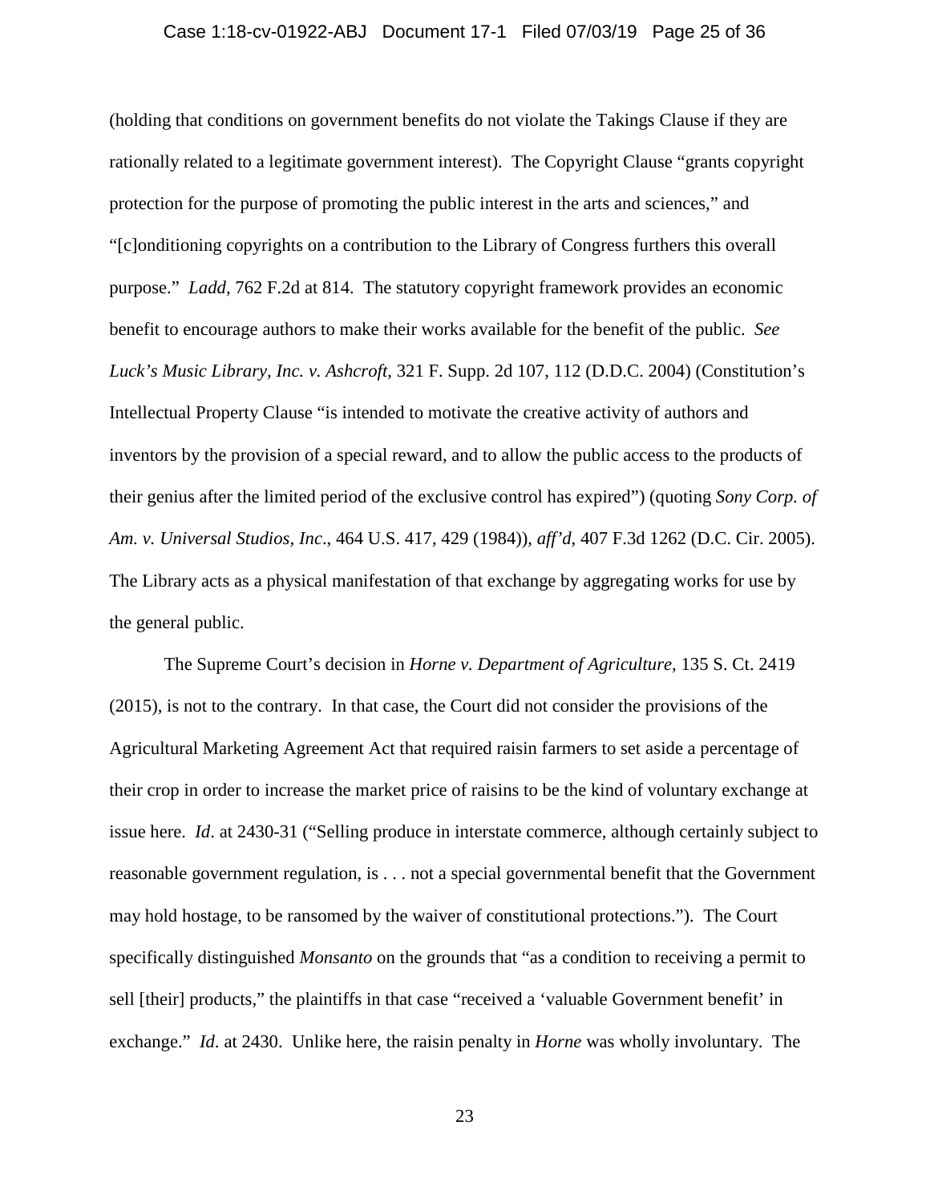(holding that conditions on government benefits do not violate the Takings Clause if they are rationally related to a legitimate government interest). The Copyright Clause "grants copyright protection for the purpose of promoting the public interest in the arts and sciences," and "[c]onditioning copyrights on a contribution to the Library of Congress furthers this overall purpose." *Ladd*, 762 F.2d at 814. The statutory copyright framework provides an economic benefit to encourage authors to make their works available for the benefit of the public. *See Luck's Music Library, Inc. v. Ashcroft*, 321 F. Supp. 2d 107, 112 (D.D.C. 2004) (Constitution's Intellectual Property Clause "is intended to motivate the creative activity of authors and inventors by the provision of a special reward, and to allow the public access to the products of their genius after the limited period of the exclusive control has expired") (quoting *Sony Corp. of Am. v. Universal Studios, Inc*., 464 U.S. 417, 429 (1984)), *aff'd*, 407 F.3d 1262 (D.C. Cir. 2005). The Library acts as a physical manifestation of that exchange by aggregating works for use by the general public.

The Supreme Court's decision in *Horne v. Department of Agriculture*, 135 S. Ct. 2419 (2015), is not to the contrary. In that case, the Court did not consider the provisions of the Agricultural Marketing Agreement Act that required raisin farmers to set aside a percentage of their crop in order to increase the market price of raisins to be the kind of voluntary exchange at issue here. *Id*. at 2430-31 ("Selling produce in interstate commerce, although certainly subject to reasonable government regulation, is . . . not a special governmental benefit that the Government may hold hostage, to be ransomed by the waiver of constitutional protections."). The Court specifically distinguished *Monsanto* on the grounds that "as a condition to receiving a permit to sell [their] products," the plaintiffs in that case "received a 'valuable Government benefit' in exchange." *Id*. at 2430. Unlike here, the raisin penalty in *Horne* was wholly involuntary. The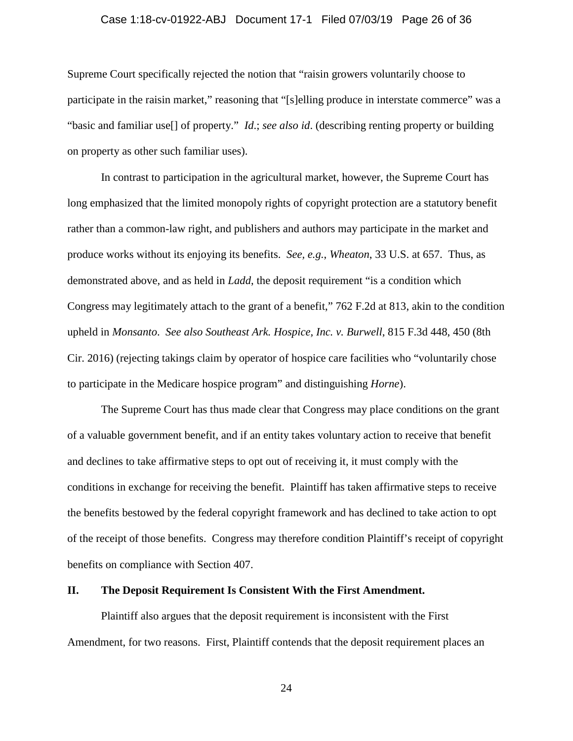Supreme Court specifically rejected the notion that "raisin growers voluntarily choose to participate in the raisin market," reasoning that "[s]elling produce in interstate commerce" was a "basic and familiar use[] of property." *Id*.; *see also id*. (describing renting property or building on property as other such familiar uses).

In contrast to participation in the agricultural market, however, the Supreme Court has long emphasized that the limited monopoly rights of copyright protection are a statutory benefit rather than a common-law right, and publishers and authors may participate in the market and produce works without its enjoying its benefits. *See, e.g.*, *Wheaton*, 33 U.S. at 657. Thus, as demonstrated above, and as held in *Ladd*, the deposit requirement "is a condition which Congress may legitimately attach to the grant of a benefit," 762 F.2d at 813, akin to the condition upheld in *Monsanto*. *See also Southeast Ark. Hospice, Inc. v. Burwell*, 815 F.3d 448, 450 (8th Cir. 2016) (rejecting takings claim by operator of hospice care facilities who "voluntarily chose to participate in the Medicare hospice program" and distinguishing *Horne*).

The Supreme Court has thus made clear that Congress may place conditions on the grant of a valuable government benefit, and if an entity takes voluntary action to receive that benefit and declines to take affirmative steps to opt out of receiving it, it must comply with the conditions in exchange for receiving the benefit. Plaintiff has taken affirmative steps to receive the benefits bestowed by the federal copyright framework and has declined to take action to opt of the receipt of those benefits. Congress may therefore condition Plaintiff's receipt of copyright benefits on compliance with Section 407.

## II. The Deposit Requirement Is Consistent With the First Amendment.

Plaintiff also argues that the deposit requirement is inconsistent with the First Amendment, for two reasons. First, Plaintiff contends that the deposit requirement places an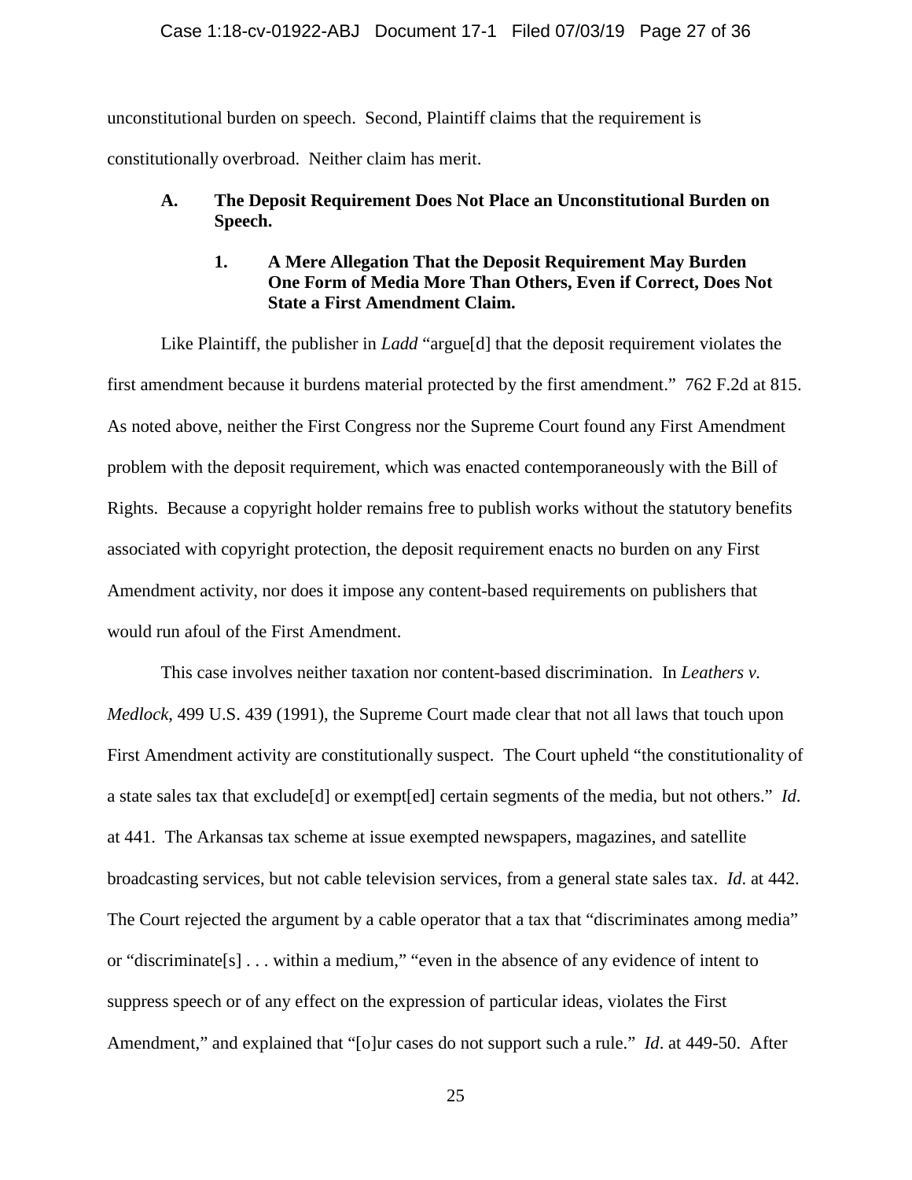unconstitutional burden on speech. Second, Plaintiff claims that the requirement is constitutionally overbroad. Neither claim has merit.

### A. The Deposit Requirement Does Not Place an Unconstitutional Burden on Speech.

#### 1. A Mere Allegation That the Deposit Requirement May Burden One Form of Media More Than Others, Even if Correct, Does Not State a First Amendment Claim.

Like Plaintiff, the publisher in *Ladd* "argue[d] that the deposit requirement violates the first amendment because it burdens material protected by the first amendment." 762 F.2d at 815. As noted above, neither the First Congress nor the Supreme Court found any First Amendment problem with the deposit requirement, which was enacted contemporaneously with the Bill of Rights. Because a copyright holder remains free to publish works without the statutory benefits associated with copyright protection, the deposit requirement enacts no burden on any First Amendment activity, nor does it impose any content-based requirements on publishers that would run afoul of the First Amendment.

This case involves neither taxation nor content-based discrimination. In *Leathers v. Medlock*, 499 U.S. 439 (1991), the Supreme Court made clear that not all laws that touch upon First Amendment activity are constitutionally suspect. The Court upheld "the constitutionality of a state sales tax that exclude[d] or exempt[ed] certain segments of the media, but not others." *Id*. at 441. The Arkansas tax scheme at issue exempted newspapers, magazines, and satellite broadcasting services, but not cable television services, from a general state sales tax. *Id*. at 442. The Court rejected the argument by a cable operator that a tax that "discriminates among media" or "discriminate[s] . . . within a medium," "even in the absence of any evidence of intent to suppress speech or of any effect on the expression of particular ideas, violates the First Amendment," and explained that "[o]ur cases do not support such a rule." *Id*. at 449-50. After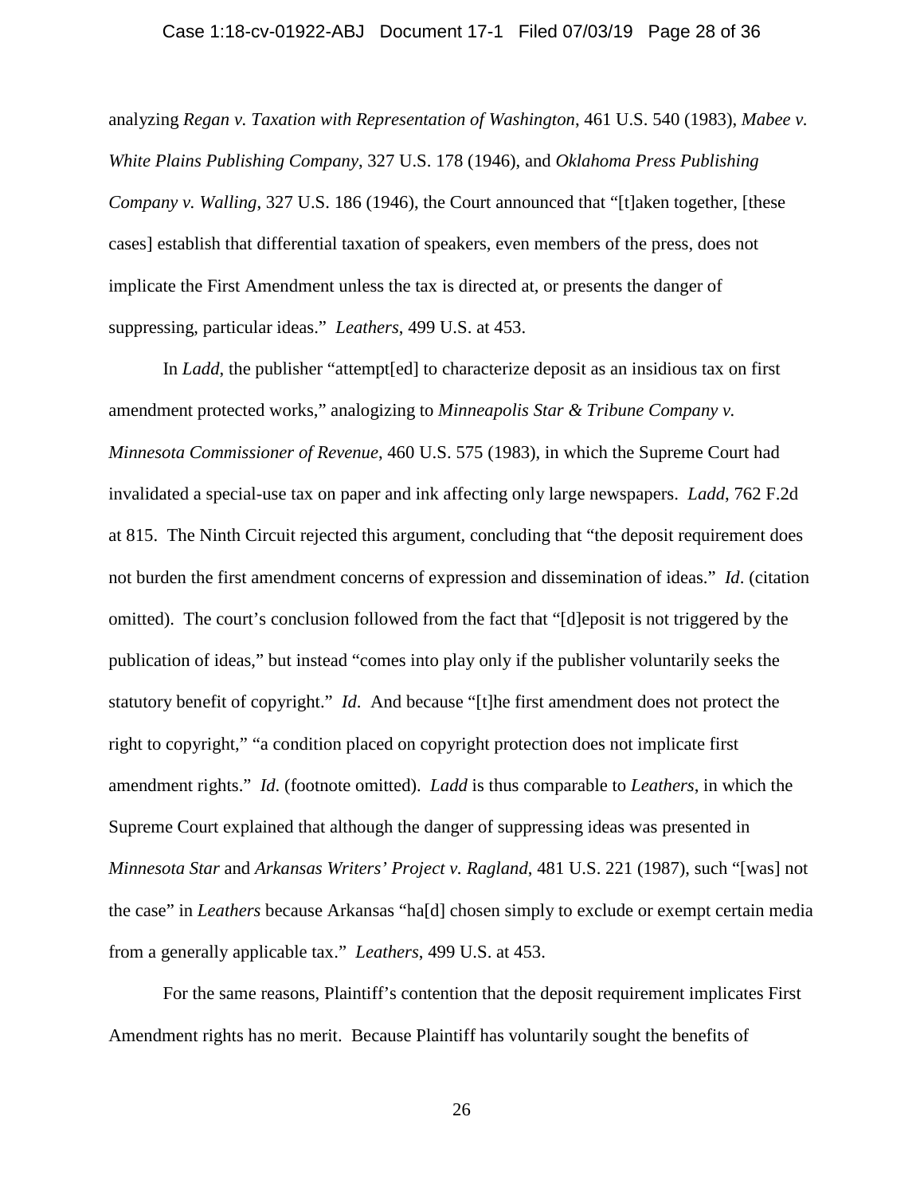analyzing *Regan v. Taxation with Representation of Washington*, 461 U.S. 540 (1983), *Mabee v. White Plains Publishing Company*, 327 U.S. 178 (1946), and *Oklahoma Press Publishing Company v. Walling*, 327 U.S. 186 (1946), the Court announced that "[t]aken together, [these cases] establish that differential taxation of speakers, even members of the press, does not implicate the First Amendment unless the tax is directed at, or presents the danger of suppressing, particular ideas." *Leathers*, 499 U.S. at 453.

In *Ladd*, the publisher "attempt[ed] to characterize deposit as an insidious tax on first amendment protected works," analogizing to *Minneapolis Star & Tribune Company v. Minnesota Commissioner of Revenue*, 460 U.S. 575 (1983), in which the Supreme Court had invalidated a special-use tax on paper and ink affecting only large newspapers. *Ladd*, 762 F.2d at 815. The Ninth Circuit rejected this argument, concluding that "the deposit requirement does not burden the first amendment concerns of expression and dissemination of ideas." *Id*. (citation omitted). The court's conclusion followed from the fact that "[d]eposit is not triggered by the publication of ideas," but instead "comes into play only if the publisher voluntarily seeks the statutory benefit of copyright." *Id*. And because "[t]he first amendment does not protect the right to copyright," "a condition placed on copyright protection does not implicate first amendment rights." *Id*. (footnote omitted). *Ladd* is thus comparable to *Leathers*, in which the Supreme Court explained that although the danger of suppressing ideas was presented in *Minnesota Star* and *Arkansas Writers' Project v. Ragland*, 481 U.S. 221 (1987), such "[was] not the case" in *Leathers* because Arkansas "ha[d] chosen simply to exclude or exempt certain media from a generally applicable tax." *Leathers*, 499 U.S. at 453.

For the same reasons, Plaintiff's contention that the deposit requirement implicates First Amendment rights has no merit. Because Plaintiff has voluntarily sought the benefits of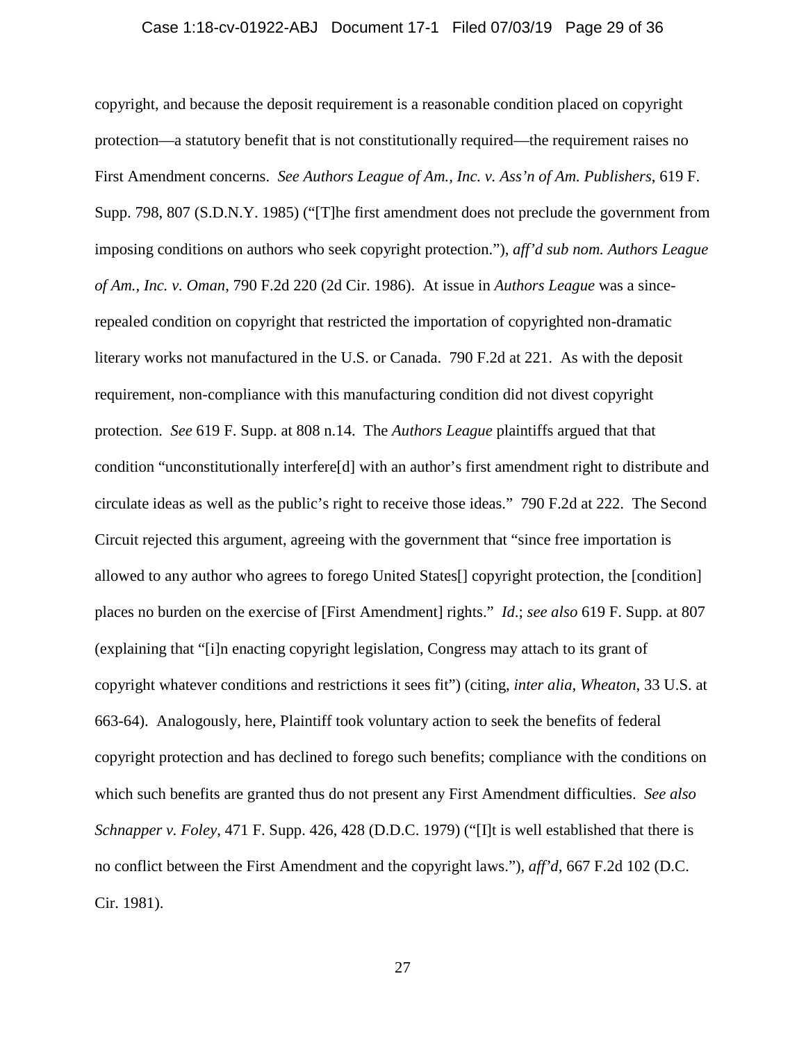copyright, and because the deposit requirement is a reasonable condition placed on copyright protection—a statutory benefit that is not constitutionally required—the requirement raises no First Amendment concerns. *See Authors League of Am., Inc. v. Ass'n of Am. Publishers*, 619 F. Supp. 798, 807 (S.D.N.Y. 1985) ("[T]he first amendment does not preclude the government from imposing conditions on authors who seek copyright protection."), *aff'd sub nom. Authors League of Am., Inc. v. Oman*, 790 F.2d 220 (2d Cir. 1986). At issue in *Authors League* was a since-repealed condition on copyright that restricted the importation of copyrighted non-dramatic literary works not manufactured in the U.S. or Canada. 790 F.2d at 221. As with the deposit requirement, non-compliance with this manufacturing condition did not divest copyright protection. *See* 619 F. Supp. at 808 n.14. The *Authors League* plaintiffs argued that that condition "unconstitutionally interfere[d] with an author's first amendment right to distribute and circulate ideas as well as the public's right to receive those ideas." 790 F.2d at 222. The Second Circuit rejected this argument, agreeing with the government that "since free importation is allowed to any author who agrees to forego United States[] copyright protection, the [condition] places no burden on the exercise of [First Amendment] rights." *Id*.; *see also* 619 F. Supp. at 807 (explaining that "[i]n enacting copyright legislation, Congress may attach to its grant of copyright whatever conditions and restrictions it sees fit") (citing, *inter alia*, *Wheaton*, 33 U.S. at 663-64). Analogously, here, Plaintiff took voluntary action to seek the benefits of federal copyright protection and has declined to forego such benefits; compliance with the conditions on which such benefits are granted thus do not present any First Amendment difficulties. *See also Schnapper v. Foley*, 471 F. Supp. 426, 428 (D.D.C. 1979) ("[I]t is well established that there is no conflict between the First Amendment and the copyright laws."), *aff'd*, 667 F.2d 102 (D.C. Cir. 1981).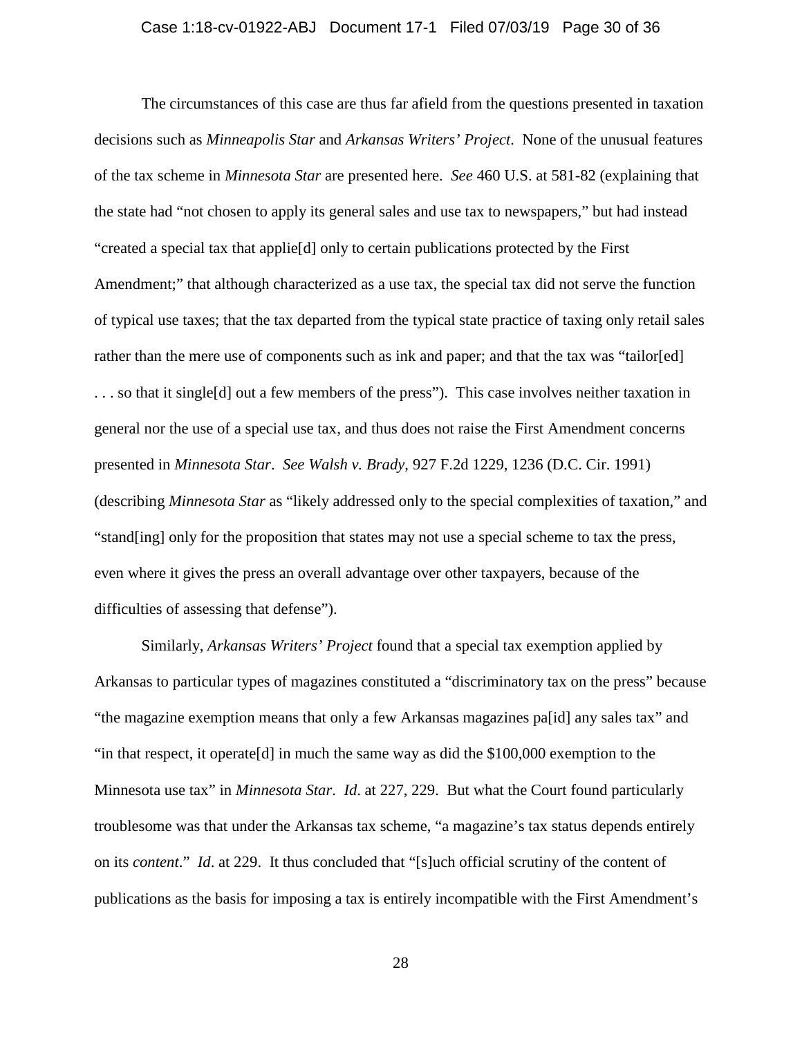The circumstances of this case are thus far afield from the questions presented in taxation decisions such as *Minneapolis Star* and *Arkansas Writers' Project*. None of the unusual features of the tax scheme in *Minnesota Star* are presented here. *See* 460 U.S. at 581-82 (explaining that the state had "not chosen to apply its general sales and use tax to newspapers," but had instead "created a special tax that applie[d] only to certain publications protected by the First Amendment;" that although characterized as a use tax, the special tax did not serve the function of typical use taxes; that the tax departed from the typical state practice of taxing only retail sales rather than the mere use of components such as ink and paper; and that the tax was "tailor[ed] . . . so that it single[d] out a few members of the press"). This case involves neither taxation in general nor the use of a special use tax, and thus does not raise the First Amendment concerns presented in *Minnesota Star*. *See Walsh v. Brady*, 927 F.2d 1229, 1236 (D.C. Cir. 1991) (describing *Minnesota Star* as "likely addressed only to the special complexities of taxation," and "stand[ing] only for the proposition that states may not use a special scheme to tax the press, even where it gives the press an overall advantage over other taxpayers, because of the difficulties of assessing that defense").

Similarly, *Arkansas Writers' Project* found that a special tax exemption applied by Arkansas to particular types of magazines constituted a "discriminatory tax on the press" because "the magazine exemption means that only a few Arkansas magazines pa[id] any sales tax" and "in that respect, it operate[d] in much the same way as did the $100,000 exemption to the Minnesota use tax" in *Minnesota Star*. *Id*. at 227, 229. But what the Court found particularly troublesome was that under the Arkansas tax scheme, "a magazine's tax status depends entirely on its *content*." *Id*. at 229. It thus concluded that "[s]uch official scrutiny of the content of publications as the basis for imposing a tax is entirely incompatible with the First Amendment's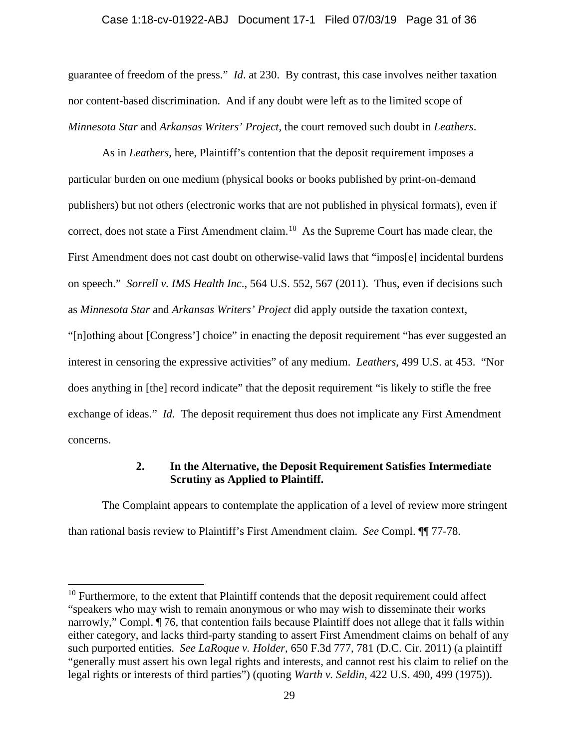guarantee of freedom of the press." *Id*. at 230. By contrast, this case involves neither taxation nor content-based discrimination. And if any doubt were left as to the limited scope of *Minnesota Star* and *Arkansas Writers' Project*, the court removed such doubt in *Leathers*.

As in *Leathers*, here, Plaintiff's contention that the deposit requirement imposes a particular burden on one medium (physical books or books published by print-on-demand publishers) but not others (electronic works that are not published in physical formats), even if correct, does not state a First Amendment claim.[10] As the Supreme Court has made clear, the First Amendment does not cast doubt on otherwise-valid laws that "impos[e] incidental burdens on speech." *Sorrell v. IMS Health Inc*., 564 U.S. 552, 567 (2011). Thus, even if decisions such as *Minnesota Star* and *Arkansas Writers' Project* did apply outside the taxation context, "[n]othing about [Congress'] choice" in enacting the deposit requirement "has ever suggested an interest in censoring the expressive activities" of any medium. *Leathers*, 499 U.S. at 453. "Nor does anything in [the] record indicate" that the deposit requirement "is likely to stifle the free exchange of ideas." *Id*. The deposit requirement thus does not implicate any First Amendment concerns.

### 2. In the Alternative, the Deposit Requirement Satisfies Intermediate Scrutiny as Applied to Plaintiff.

The Complaint appears to contemplate the application of a level of review more stringent than rational basis review to Plaintiff's First Amendment claim. *See* Compl. ¶¶ 77-78.

---

[10] Furthermore, to the extent that Plaintiff contends that the deposit requirement could affect "speakers who may wish to remain anonymous or who may wish to disseminate their works narrowly," Compl. ¶ 76, that contention fails because Plaintiff does not allege that it falls within either category, and lacks third-party standing to assert First Amendment claims on behalf of any such purported entities. *See LaRoque v. Holder*, 650 F.3d 777, 781 (D.C. Cir. 2011) (a plaintiff "generally must assert his own legal rights and interests, and cannot rest his claim to relief on the legal rights or interests of third parties") (quoting *Warth v. Seldin*, 422 U.S. 490, 499 (1975)).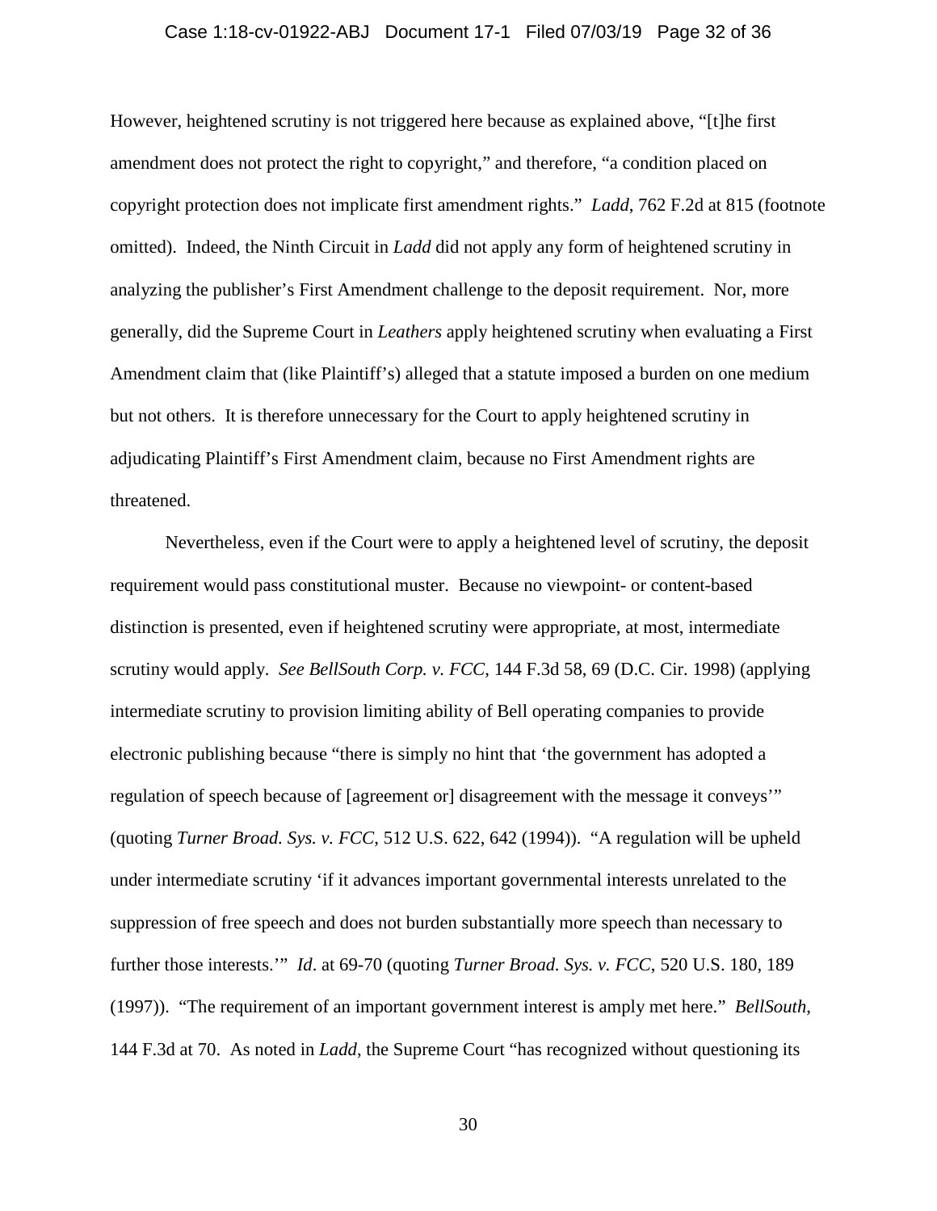However, heightened scrutiny is not triggered here because as explained above, "[t]he first amendment does not protect the right to copyright," and therefore, "a condition placed on copyright protection does not implicate first amendment rights." *Ladd*, 762 F.2d at 815 (footnote omitted). Indeed, the Ninth Circuit in *Ladd* did not apply any form of heightened scrutiny in analyzing the publisher's First Amendment challenge to the deposit requirement. Nor, more generally, did the Supreme Court in *Leathers* apply heightened scrutiny when evaluating a First Amendment claim that (like Plaintiff's) alleged that a statute imposed a burden on one medium but not others. It is therefore unnecessary for the Court to apply heightened scrutiny in adjudicating Plaintiff's First Amendment claim, because no First Amendment rights are threatened.

Nevertheless, even if the Court were to apply a heightened level of scrutiny, the deposit requirement would pass constitutional muster. Because no viewpoint- or content-based distinction is presented, even if heightened scrutiny were appropriate, at most, intermediate scrutiny would apply. *See BellSouth Corp. v. FCC*, 144 F.3d 58, 69 (D.C. Cir. 1998) (applying intermediate scrutiny to provision limiting ability of Bell operating companies to provide electronic publishing because "there is simply no hint that 'the government has adopted a regulation of speech because of [agreement or] disagreement with the message it conveys'" (quoting *Turner Broad. Sys. v. FCC*, 512 U.S. 622, 642 (1994)). "A regulation will be upheld under intermediate scrutiny 'if it advances important governmental interests unrelated to the suppression of free speech and does not burden substantially more speech than necessary to further those interests.'" *Id*. at 69-70 (quoting *Turner Broad. Sys. v. FCC*, 520 U.S. 180, 189 (1997)). "The requirement of an important government interest is amply met here." *BellSouth*, 144 F.3d at 70. As noted in *Ladd*, the Supreme Court "has recognized without questioning its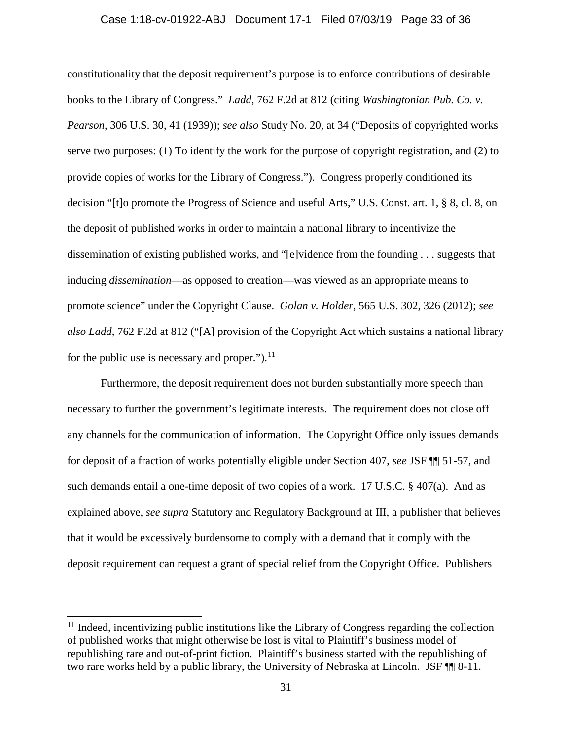constitutionality that the deposit requirement's purpose is to enforce contributions of desirable books to the Library of Congress." *Ladd*, 762 F.2d at 812 (citing *Washingtonian Pub. Co. v. Pearson*, 306 U.S. 30, 41 (1939)); *see also* Study No. 20, at 34 ("Deposits of copyrighted works serve two purposes: (1) To identify the work for the purpose of copyright registration, and (2) to provide copies of works for the Library of Congress."). Congress properly conditioned its decision "[t]o promote the Progress of Science and useful Arts," U.S. Const. art. 1, § 8, cl. 8, on the deposit of published works in order to maintain a national library to incentivize the dissemination of existing published works, and "[e]vidence from the founding . . . suggests that inducing *dissemination*—as opposed to creation—was viewed as an appropriate means to promote science" under the Copyright Clause. *Golan v. Holder*, 565 U.S. 302, 326 (2012); *see also Ladd*, 762 F.2d at 812 ("[A] provision of the Copyright Act which sustains a national library for the public use is necessary and proper.").[11]

Furthermore, the deposit requirement does not burden substantially more speech than necessary to further the government's legitimate interests. The requirement does not close off any channels for the communication of information. The Copyright Office only issues demands for deposit of a fraction of works potentially eligible under Section 407, *see* JSF ¶¶ 51-57, and such demands entail a one-time deposit of two copies of a work. 17 U.S.C. § 407(a). And as explained above, *see supra* Statutory and Regulatory Background at III, a publisher that believes that it would be excessively burdensome to comply with a demand that it comply with the deposit requirement can request a grant of special relief from the Copyright Office. Publishers

---

[11] Indeed, incentivizing public institutions like the Library of Congress regarding the collection of published works that might otherwise be lost is vital to Plaintiff's business model of republishing rare and out-of-print fiction. Plaintiff's business started with the republishing of two rare works held by a public library, the University of Nebraska at Lincoln. JSF ¶¶ 8-11.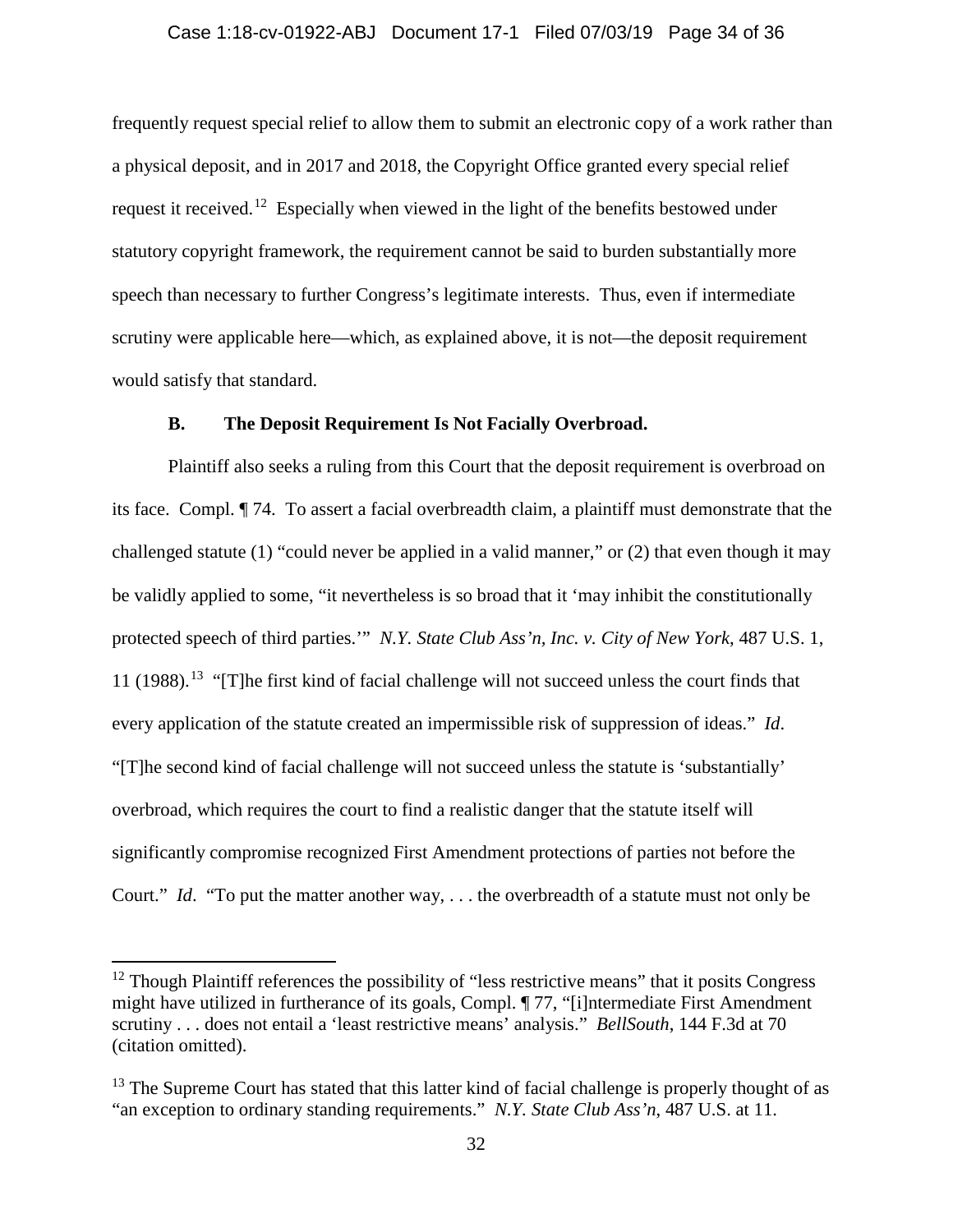frequently request special relief to allow them to submit an electronic copy of a work rather than a physical deposit, and in 2017 and 2018, the Copyright Office granted every special relief request it received.[12] Especially when viewed in the light of the benefits bestowed under statutory copyright framework, the requirement cannot be said to burden substantially more speech than necessary to further Congress's legitimate interests. Thus, even if intermediate scrutiny were applicable here—which, as explained above, it is not—the deposit requirement would satisfy that standard.

### B. The Deposit Requirement Is Not Facially Overbroad.

Plaintiff also seeks a ruling from this Court that the deposit requirement is overbroad on its face. Compl. ¶ 74. To assert a facial overbreadth claim, a plaintiff must demonstrate that the challenged statute (1) "could never be applied in a valid manner," or (2) that even though it may be validly applied to some, "it nevertheless is so broad that it 'may inhibit the constitutionally protected speech of third parties.'" *N.Y. State Club Ass'n, Inc. v. City of New York*, 487 U.S. 1, 11 (1988).[13] "[T]he first kind of facial challenge will not succeed unless the court finds that every application of the statute created an impermissible risk of suppression of ideas." *Id*. "[T]he second kind of facial challenge will not succeed unless the statute is 'substantially' overbroad, which requires the court to find a realistic danger that the statute itself will significantly compromise recognized First Amendment protections of parties not before the Court." *Id*. "To put the matter another way, . . . the overbreadth of a statute must not only be

---

[12] Though Plaintiff references the possibility of "less restrictive means" that it posits Congress might have utilized in furtherance of its goals, Compl. ¶ 77, "[i]ntermediate First Amendment scrutiny . . . does not entail a 'least restrictive means' analysis." *BellSouth*, 144 F.3d at 70 (citation omitted).

[13] The Supreme Court has stated that this latter kind of facial challenge is properly thought of as "an exception to ordinary standing requirements." *N.Y. State Club Ass'n*, 487 U.S. at 11.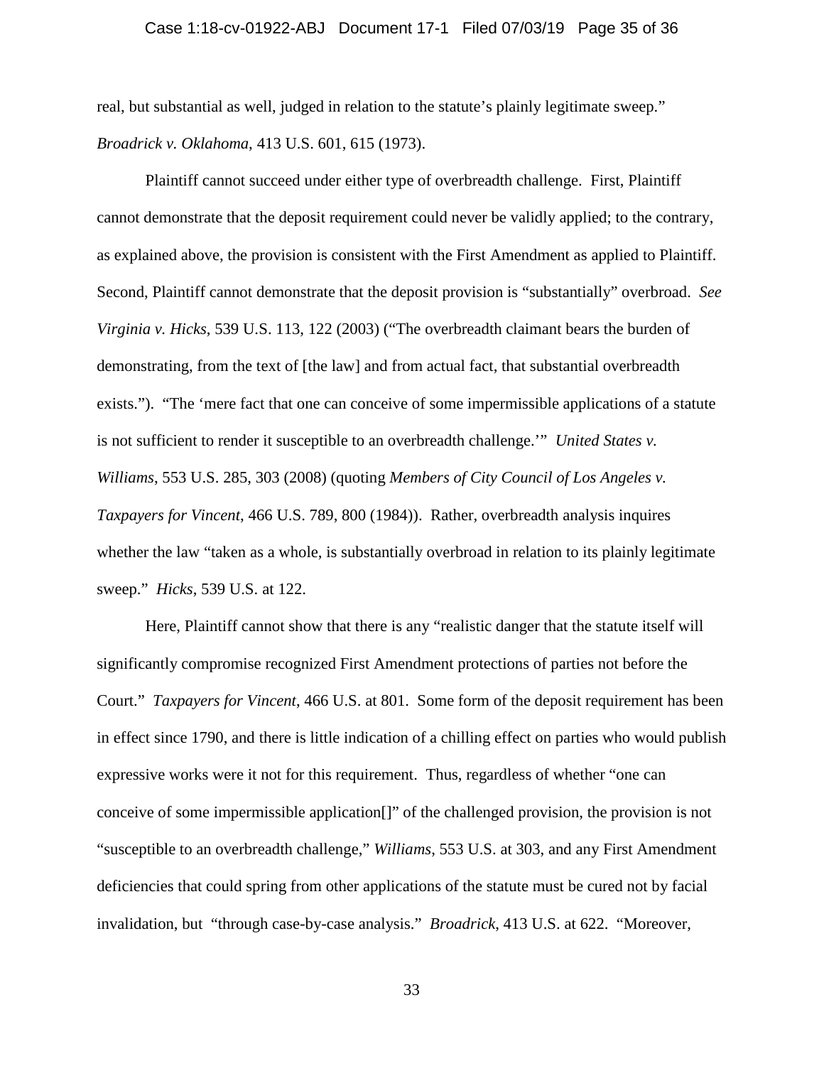real, but substantial as well, judged in relation to the statute's plainly legitimate sweep." *Broadrick v. Oklahoma*, 413 U.S. 601, 615 (1973).

Plaintiff cannot succeed under either type of overbreadth challenge. First, Plaintiff cannot demonstrate that the deposit requirement could never be validly applied; to the contrary, as explained above, the provision is consistent with the First Amendment as applied to Plaintiff. Second, Plaintiff cannot demonstrate that the deposit provision is "substantially" overbroad. *See Virginia v. Hicks*, 539 U.S. 113, 122 (2003) ("The overbreadth claimant bears the burden of demonstrating, from the text of [the law] and from actual fact, that substantial overbreadth exists."). "The 'mere fact that one can conceive of some impermissible applications of a statute is not sufficient to render it susceptible to an overbreadth challenge.'" *United States v. Williams*, 553 U.S. 285, 303 (2008) (quoting *Members of City Council of Los Angeles v. Taxpayers for Vincent*, 466 U.S. 789, 800 (1984)). Rather, overbreadth analysis inquires whether the law "taken as a whole, is substantially overbroad in relation to its plainly legitimate sweep." *Hicks*, 539 U.S. at 122.

Here, Plaintiff cannot show that there is any "realistic danger that the statute itself will significantly compromise recognized First Amendment protections of parties not before the Court." *Taxpayers for Vincent*, 466 U.S. at 801. Some form of the deposit requirement has been in effect since 1790, and there is little indication of a chilling effect on parties who would publish expressive works were it not for this requirement. Thus, regardless of whether "one can conceive of some impermissible application[]" of the challenged provision, the provision is not "susceptible to an overbreadth challenge," *Williams*, 553 U.S. at 303, and any First Amendment deficiencies that could spring from other applications of the statute must be cured not by facial invalidation, but "through case-by-case analysis." *Broadrick*, 413 U.S. at 622. "Moreover,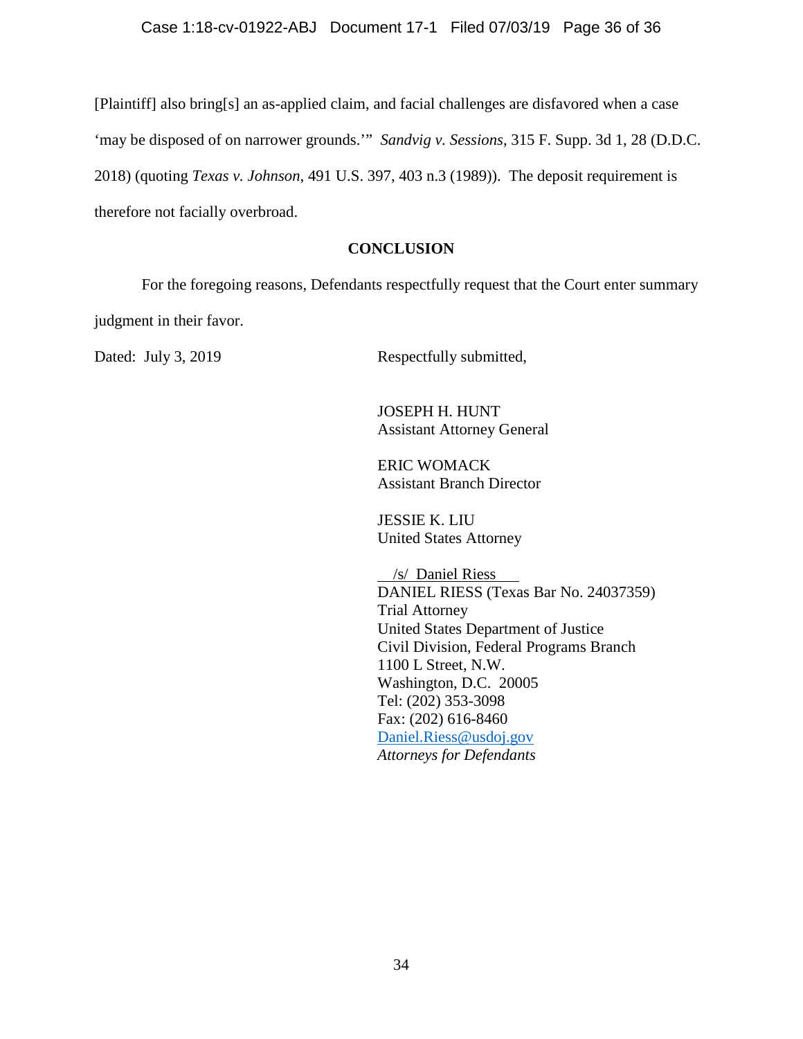[Plaintiff] also bring[s] an as-applied claim, and facial challenges are disfavored when a case 'may be disposed of on narrower grounds.'" *Sandvig v. Sessions*, 315 F. Supp. 3d 1, 28 (D.D.C. 2018) (quoting *Texas v. Johnson*, 491 U.S. 397, 403 n.3 (1989)). The deposit requirement is therefore not facially overbroad.

## CONCLUSION

For the foregoing reasons, Defendants respectfully request that the Court enter summary judgment in their favor.

Dated: July 3, 2019

Respectfully submitted,

JOSEPH H. HUNT
Assistant Attorney General

ERIC WOMACK
Assistant Branch Director

JESSIE K. LIU
United States Attorney

/s/ Daniel Riess
DANIEL RIESS (Texas Bar No. 24037359)
Trial Attorney
United States Department of Justice
Civil Division, Federal Programs Branch
1100 L Street, N.W.
Washington, D.C. 20005
Tel: (202) 353-3098
Fax: (202) 616-8460
Daniel.Riess@usdoj.gov
*Attorneys for Defendants*